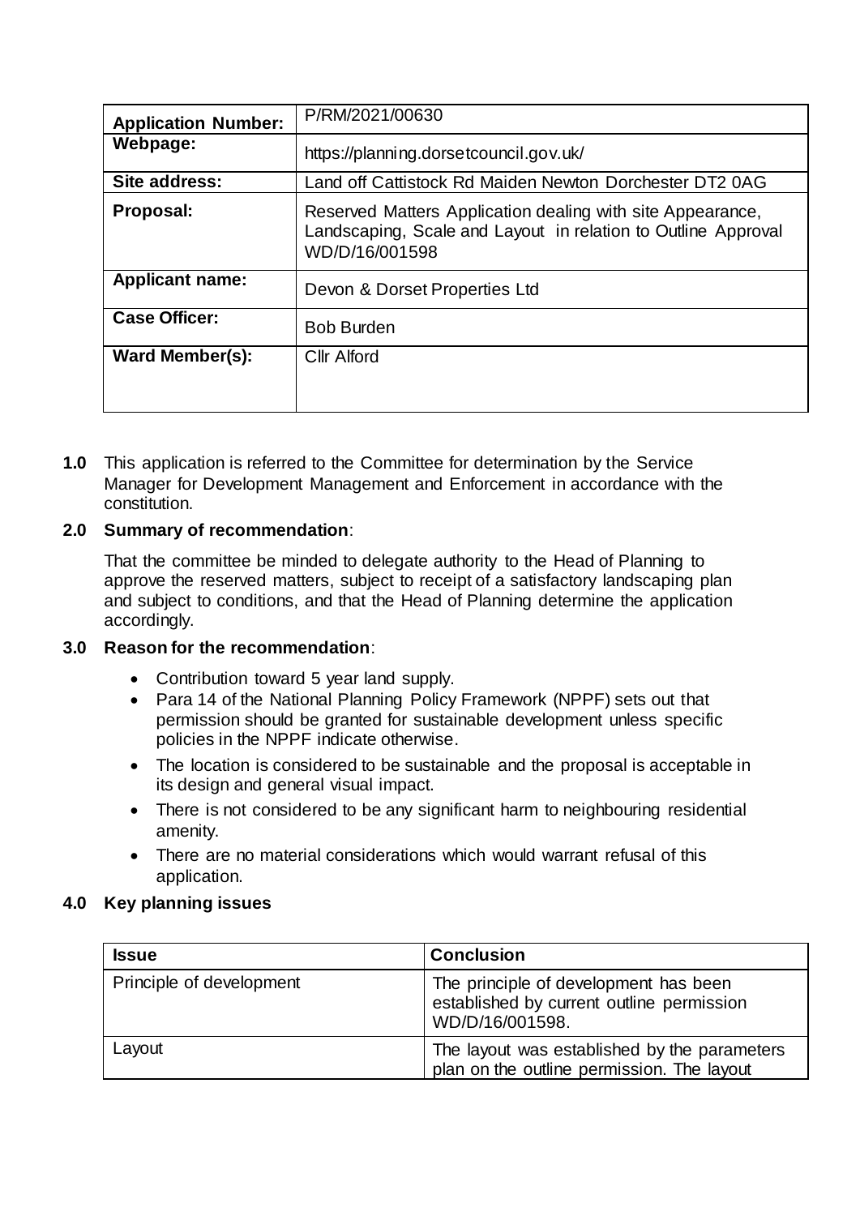| Application Number: | P/RM/2021/00630 |
|---|---|
| Webpage: | https://planning.dorsetcouncil.gov.uk/ |
| Site address: | Land off Cattistock Rd Maiden Newton Dorchester DT2 0AG |
| Proposal: | Reserved Matters Application dealing with site Appearance, Landscaping, Scale and Layout in relation to Outline Approval WD/D/16/001598 |
| Applicant name: | Devon & Dorset Properties Ltd |
| Case Officer: | Bob Burden |
| Ward Member(s): | Cllr Alford |

**1.0** This application is referred to the Committee for determination by the Service Manager for Development Management and Enforcement in accordance with the constitution.

## 2.0 Summary of recommendation:

That the committee be minded to delegate authority to the Head of Planning to approve the reserved matters, subject to receipt of a satisfactory landscaping plan and subject to conditions, and that the Head of Planning determine the application accordingly.

## 3.0 Reason for the recommendation:

- Contribution toward 5 year land supply.
- Para 14 of the National Planning Policy Framework (NPPF) sets out that permission should be granted for sustainable development unless specific policies in the NPPF indicate otherwise.
- The location is considered to be sustainable and the proposal is acceptable in its design and general visual impact.
- There is not considered to be any significant harm to neighbouring residential amenity.
- There are no material considerations which would warrant refusal of this application.

## 4.0 Key planning issues

| Issue | Conclusion |
|---|---|
| Principle of development | The principle of development has been established by current outline permission WD/D/16/001598. |
| Layout | The layout was established by the parameters plan on the outline permission. The layout |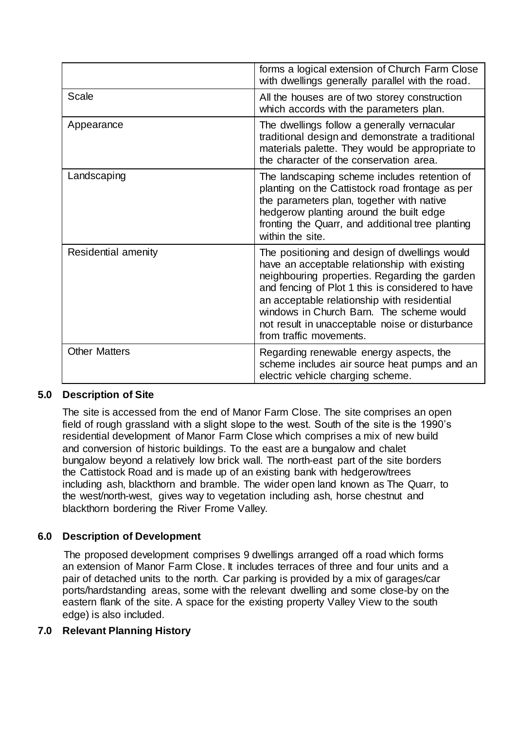| | |
|---|---|
| | forms a logical extension of Church Farm Close with dwellings generally parallel with the road. |
| Scale | All the houses are of two storey construction which accords with the parameters plan. |
| Appearance | The dwellings follow a generally vernacular traditional design and demonstrate a traditional materials palette. They would be appropriate to the character of the conservation area. |
| Landscaping | The landscaping scheme includes retention of planting on the Cattistock road frontage as per the parameters plan, together with native hedgerow planting around the built edge fronting the Quarr, and additional tree planting within the site. |
| Residential amenity | The positioning and design of dwellings would have an acceptable relationship with existing neighbouring properties. Regarding the garden and fencing of Plot 1 this is considered to have an acceptable relationship with residential windows in Church Barn. The scheme would not result in unacceptable noise or disturbance from traffic movements. |
| Other Matters | Regarding renewable energy aspects, the scheme includes air source heat pumps and an electric vehicle charging scheme. |

## 5.0 Description of Site

The site is accessed from the end of Manor Farm Close. The site comprises an open field of rough grassland with a slight slope to the west. South of the site is the 1990's residential development of Manor Farm Close which comprises a mix of new build and conversion of historic buildings. To the east are a bungalow and chalet bungalow beyond a relatively low brick wall. The north-east part of the site borders the Cattistock Road and is made up of an existing bank with hedgerow/trees including ash, blackthorn and bramble. The wider open land known as The Quarr, to the west/north-west, gives way to vegetation including ash, horse chestnut and blackthorn bordering the River Frome Valley.

## 6.0 Description of Development

The proposed development comprises 9 dwellings arranged off a road which forms an extension of Manor Farm Close. It includes terraces of three and four units and a pair of detached units to the north. Car parking is provided by a mix of garages/car ports/hardstanding areas, some with the relevant dwelling and some close-by on the eastern flank of the site. A space for the existing property Valley View to the south edge) is also included.

## 7.0 Relevant Planning History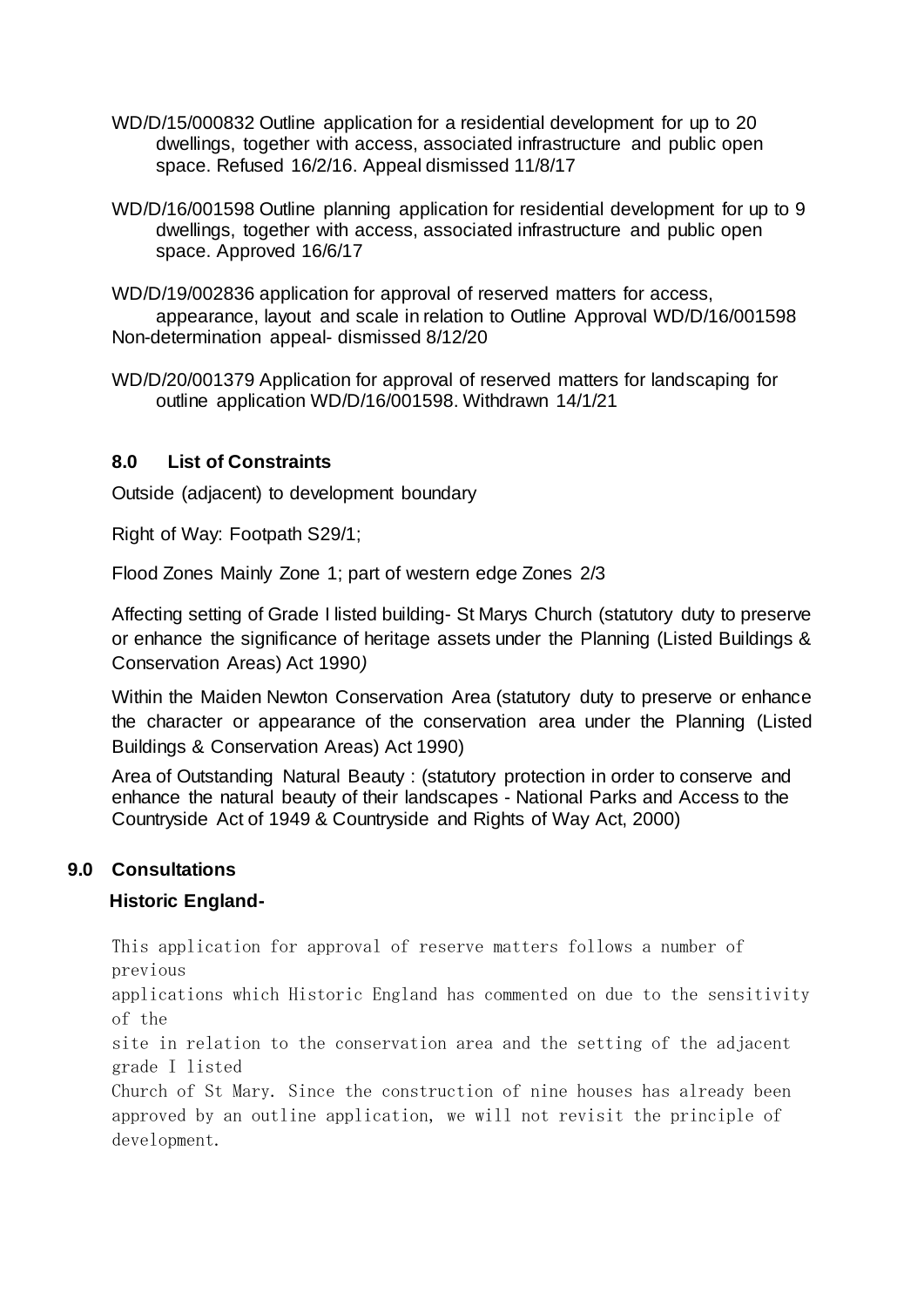WD/D/15/000832 Outline application for a residential development for up to 20 dwellings, together with access, associated infrastructure and public open space. Refused 16/2/16. Appeal dismissed 11/8/17

WD/D/16/001598 Outline planning application for residential development for up to 9 dwellings, together with access, associated infrastructure and public open space. Approved 16/6/17

WD/D/19/002836 application for approval of reserved matters for access, appearance, layout and scale in relation to Outline Approval WD/D/16/001598 Non-determination appeal- dismissed 8/12/20

WD/D/20/001379 Application for approval of reserved matters for landscaping for outline application WD/D/16/001598. Withdrawn 14/1/21

## 8.0 List of Constraints

Outside (adjacent) to development boundary

Right of Way: Footpath S29/1;

Flood Zones Mainly Zone 1; part of western edge Zones 2/3

Affecting setting of Grade I listed building- St Marys Church (statutory duty to preserve or enhance the significance of heritage assets under the Planning (Listed Buildings & Conservation Areas) Act 1990*)*

Within the Maiden Newton Conservation Area (statutory duty to preserve or enhance the character or appearance of the conservation area under the Planning (Listed Buildings & Conservation Areas) Act 1990)

Area of Outstanding Natural Beauty : (statutory protection in order to conserve and enhance the natural beauty of their landscapes - National Parks and Access to the Countryside Act of 1949 & Countryside and Rights of Way Act, 2000)

## 9.0 Consultations

**Historic England-**

This application for approval of reserve matters follows a number of previous applications which Historic England has commented on due to the sensitivity of the site in relation to the conservation area and the setting of the adjacent grade I listed Church of St Mary. Since the construction of nine houses has already been approved by an outline application, we will not revisit the principle of development.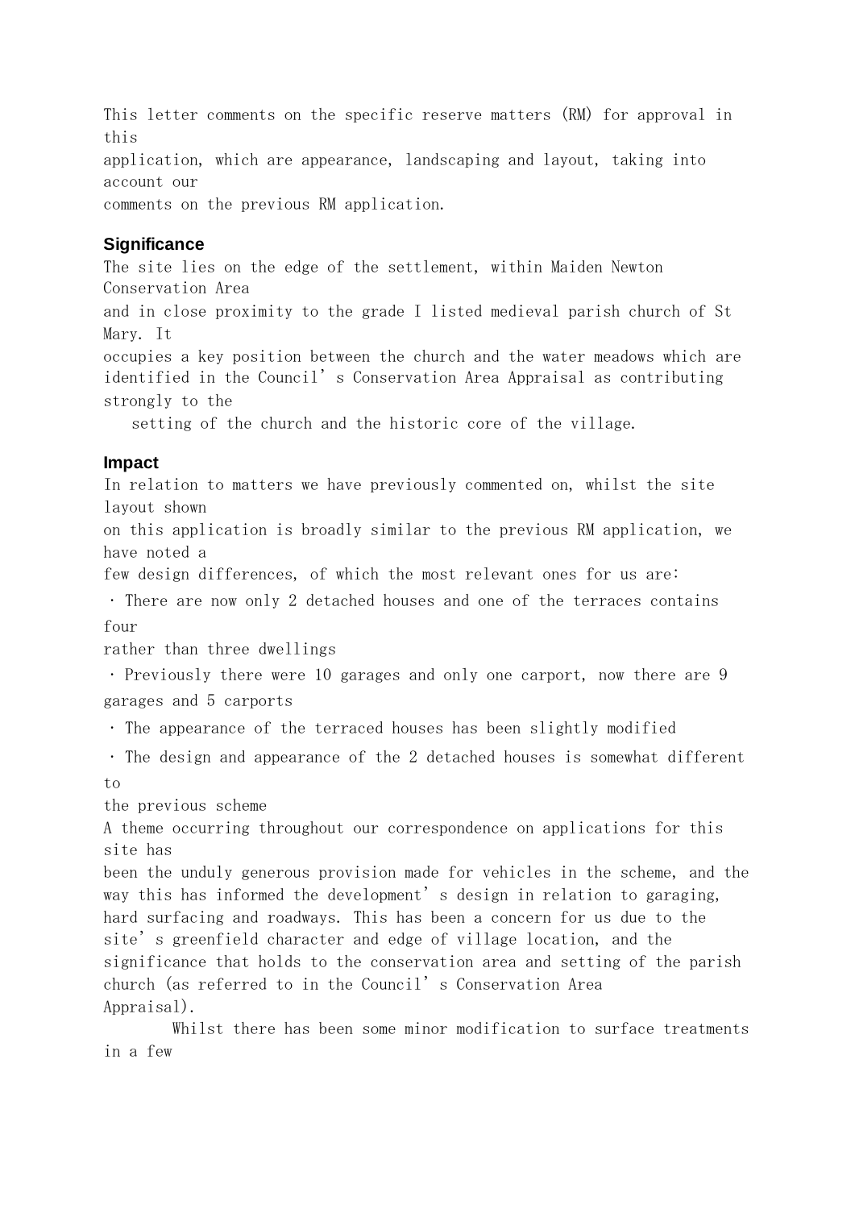This letter comments on the specific reserve matters (RM) for approval in this application, which are appearance, landscaping and layout, taking into account our comments on the previous RM application.

## Significance

The site lies on the edge of the settlement, within Maiden Newton Conservation Area and in close proximity to the grade I listed medieval parish church of St Mary. It occupies a key position between the church and the water meadows which are identified in the Council's Conservation Area Appraisal as contributing strongly to the setting of the church and the historic core of the village.

## Impact

In relation to matters we have previously commented on, whilst the site layout shown on this application is broadly similar to the previous RM application, we have noted a few design differences, of which the most relevant ones for us are:

- There are now only 2 detached houses and one of the terraces contains four rather than three dwellings
- Previously there were 10 garages and only one carport, now there are 9 garages and 5 carports
- The appearance of the terraced houses has been slightly modified
- The design and appearance of the 2 detached houses is somewhat different to the previous scheme

A theme occurring throughout our correspondence on applications for this site has been the unduly generous provision made for vehicles in the scheme, and the way this has informed the development's design in relation to garaging, hard surfacing and roadways. This has been a concern for us due to the site's greenfield character and edge of village location, and the significance that holds to the conservation area and setting of the parish church (as referred to in the Council's Conservation Area Appraisal).

Whilst there has been some minor modification to surface treatments in a few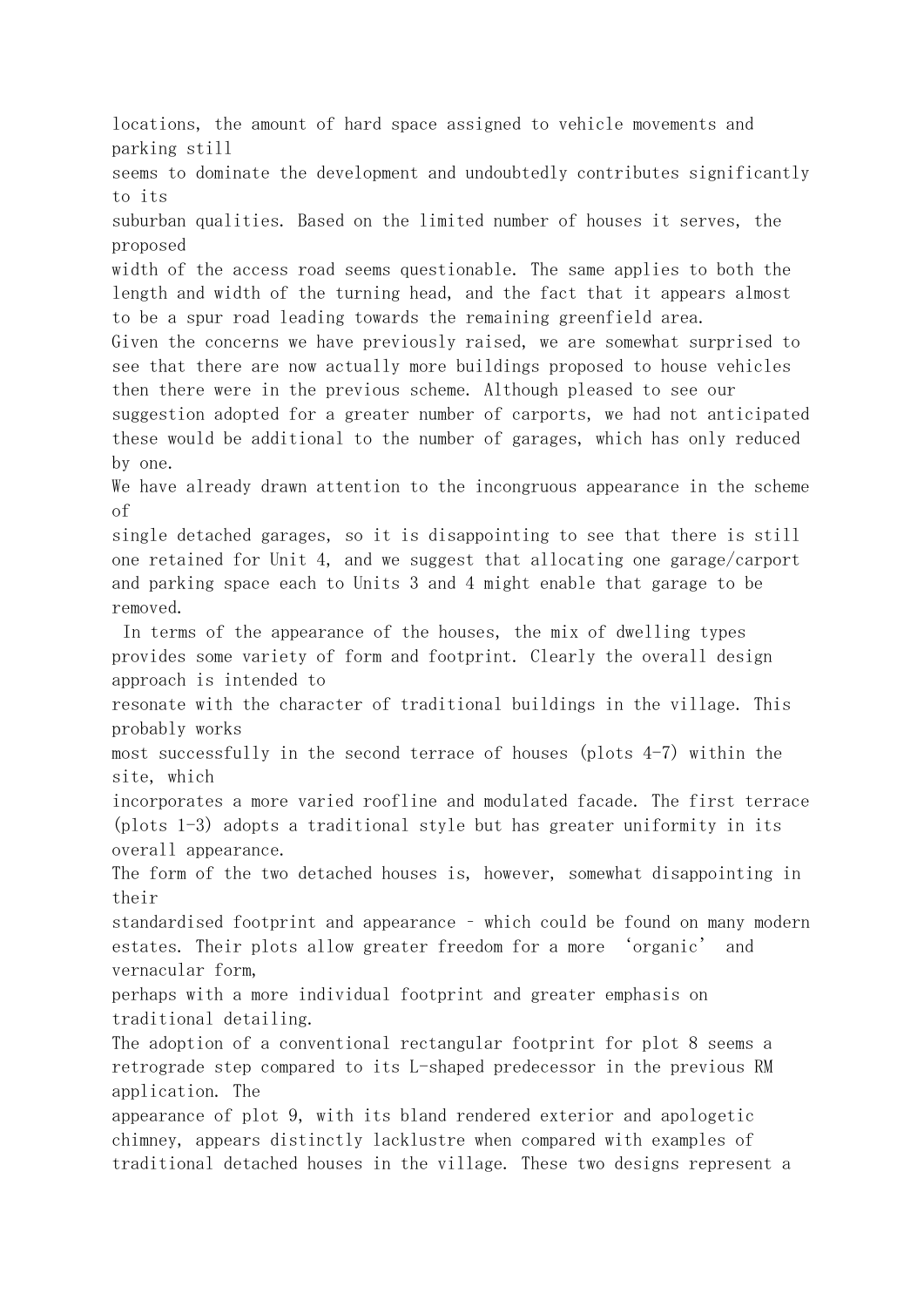locations, the amount of hard space assigned to vehicle movements and parking still seems to dominate the development and undoubtedly contributes significantly to its suburban qualities. Based on the limited number of houses it serves, the proposed width of the access road seems questionable. The same applies to both the length and width of the turning head, and the fact that it appears almost to be a spur road leading towards the remaining greenfield area.

Given the concerns we have previously raised, we are somewhat surprised to see that there are now actually more buildings proposed to house vehicles then there were in the previous scheme. Although pleased to see our suggestion adopted for a greater number of carports, we had not anticipated these would be additional to the number of garages, which has only reduced by one.

We have already drawn attention to the incongruous appearance in the scheme of single detached garages, so it is disappointing to see that there is still one retained for Unit 4, and we suggest that allocating one garage/carport and parking space each to Units 3 and 4 might enable that garage to be removed.

In terms of the appearance of the houses, the mix of dwelling types provides some variety of form and footprint. Clearly the overall design approach is intended to resonate with the character of traditional buildings in the village. This probably works most successfully in the second terrace of houses (plots 4-7) within the site, which incorporates a more varied roofline and modulated facade. The first terrace (plots 1-3) adopts a traditional style but has greater uniformity in its overall appearance.

The form of the two detached houses is, however, somewhat disappointing in their standardised footprint and appearance – which could be found on many modern estates. Their plots allow greater freedom for a more 'organic' and vernacular form, perhaps with a more individual footprint and greater emphasis on traditional detailing.

The adoption of a conventional rectangular footprint for plot 8 seems a retrograde step compared to its L-shaped predecessor in the previous RM application. The appearance of plot 9, with its bland rendered exterior and apologetic chimney, appears distinctly lacklustre when compared with examples of traditional detached houses in the village. These two designs represent a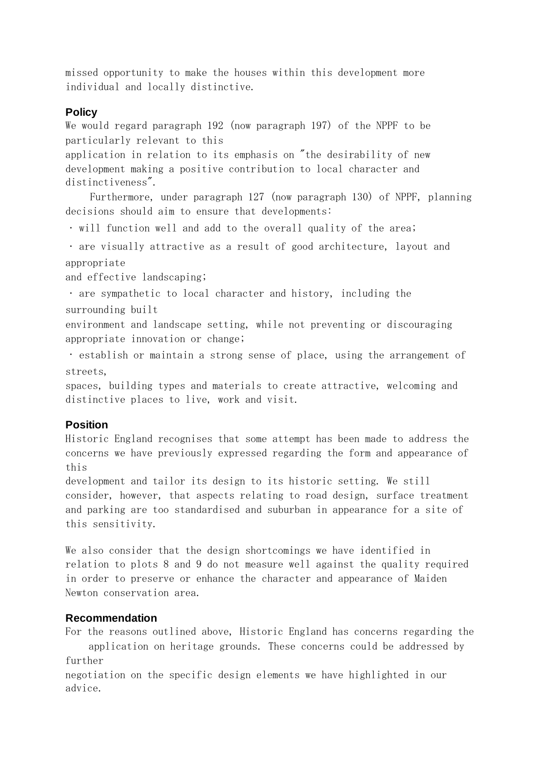missed opportunity to make the houses within this development more individual and locally distinctive.

## Policy

We would regard paragraph 192 (now paragraph 197) of the NPPF to be particularly relevant to this application in relation to its emphasis on "the desirability of new development making a positive contribution to local character and distinctiveness".

Furthermore, under paragraph 127 (now paragraph 130) of NPPF, planning decisions should aim to ensure that developments:

- will function well and add to the overall quality of the area;
- are visually attractive as a result of good architecture, layout and appropriate and effective landscaping;
- are sympathetic to local character and history, including the surrounding built environment and landscape setting, while not preventing or discouraging appropriate innovation or change;
- establish or maintain a strong sense of place, using the arrangement of streets, spaces, building types and materials to create attractive, welcoming and distinctive places to live, work and visit.

## Position

Historic England recognises that some attempt has been made to address the concerns we have previously expressed regarding the form and appearance of this development and tailor its design to its historic setting. We still consider, however, that aspects relating to road design, surface treatment and parking are too standardised and suburban in appearance for a site of this sensitivity.

We also consider that the design shortcomings we have identified in relation to plots 8 and 9 do not measure well against the quality required in order to preserve or enhance the character and appearance of Maiden Newton conservation area.

## Recommendation

For the reasons outlined above, Historic England has concerns regarding the application on heritage grounds. These concerns could be addressed by further negotiation on the specific design elements we have highlighted in our advice.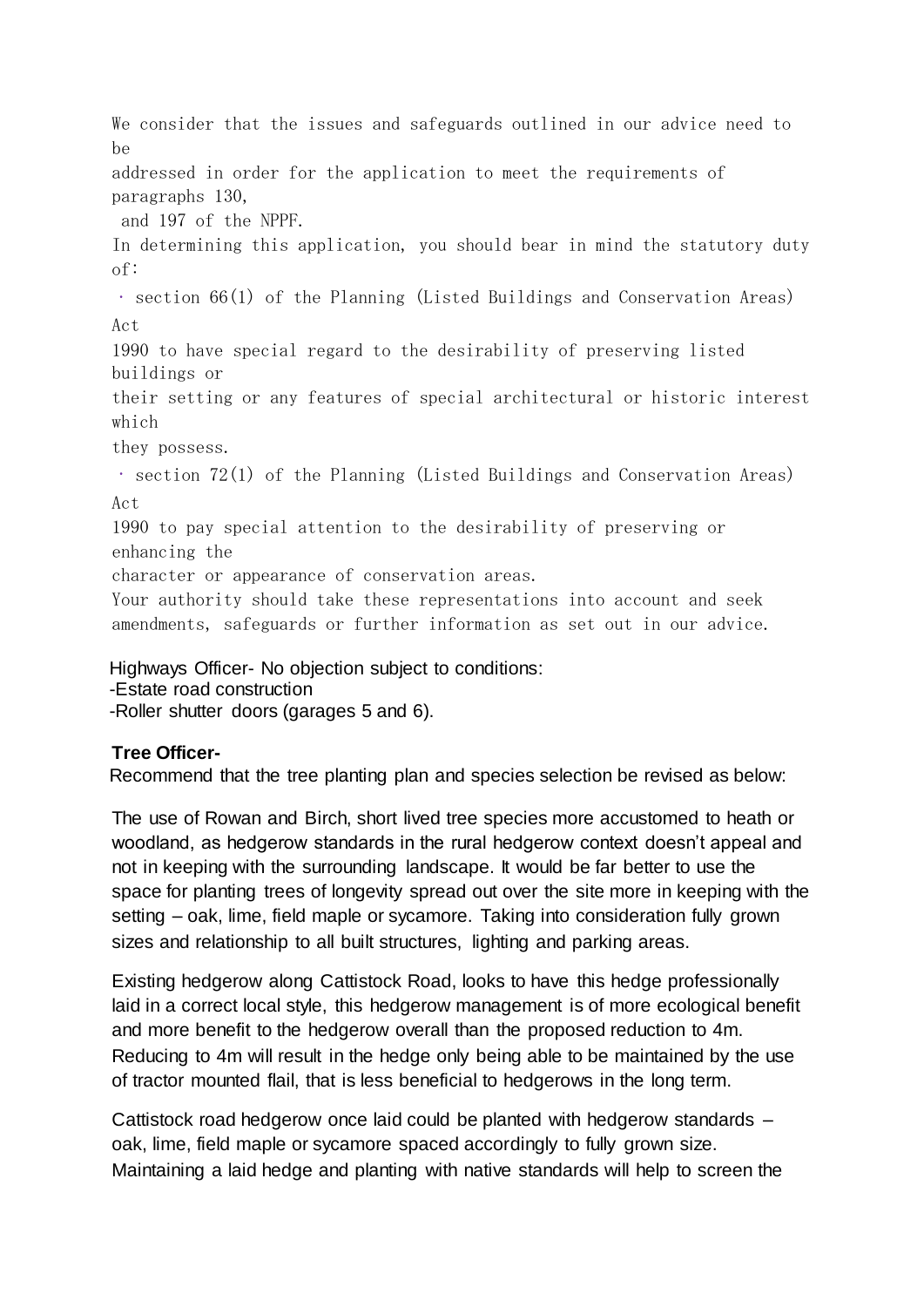We consider that the issues and safeguards outlined in our advice need to be addressed in order for the application to meet the requirements of paragraphs 130, and 197 of the NPPF.

In determining this application, you should bear in mind the statutory duty of:

- section 66(1) of the Planning (Listed Buildings and Conservation Areas) Act 1990 to have special regard to the desirability of preserving listed buildings or their setting or any features of special architectural or historic interest which they possess.
- section 72(1) of the Planning (Listed Buildings and Conservation Areas) Act 1990 to pay special attention to the desirability of preserving or enhancing the character or appearance of conservation areas.

Your authority should take these representations into account and seek amendments, safeguards or further information as set out in our advice.

Highways Officer- No objection subject to conditions:
-Estate road construction
-Roller shutter doors (garages 5 and 6).

**Tree Officer-**

Recommend that the tree planting plan and species selection be revised as below:

The use of Rowan and Birch, short lived tree species more accustomed to heath or woodland, as hedgerow standards in the rural hedgerow context doesn't appeal and not in keeping with the surrounding landscape. It would be far better to use the space for planting trees of longevity spread out over the site more in keeping with the setting – oak, lime, field maple or sycamore. Taking into consideration fully grown sizes and relationship to all built structures, lighting and parking areas.

Existing hedgerow along Cattistock Road, looks to have this hedge professionally laid in a correct local style, this hedgerow management is of more ecological benefit and more benefit to the hedgerow overall than the proposed reduction to 4m. Reducing to 4m will result in the hedge only being able to be maintained by the use of tractor mounted flail, that is less beneficial to hedgerows in the long term.

Cattistock road hedgerow once laid could be planted with hedgerow standards – oak, lime, field maple or sycamore spaced accordingly to fully grown size. Maintaining a laid hedge and planting with native standards will help to screen the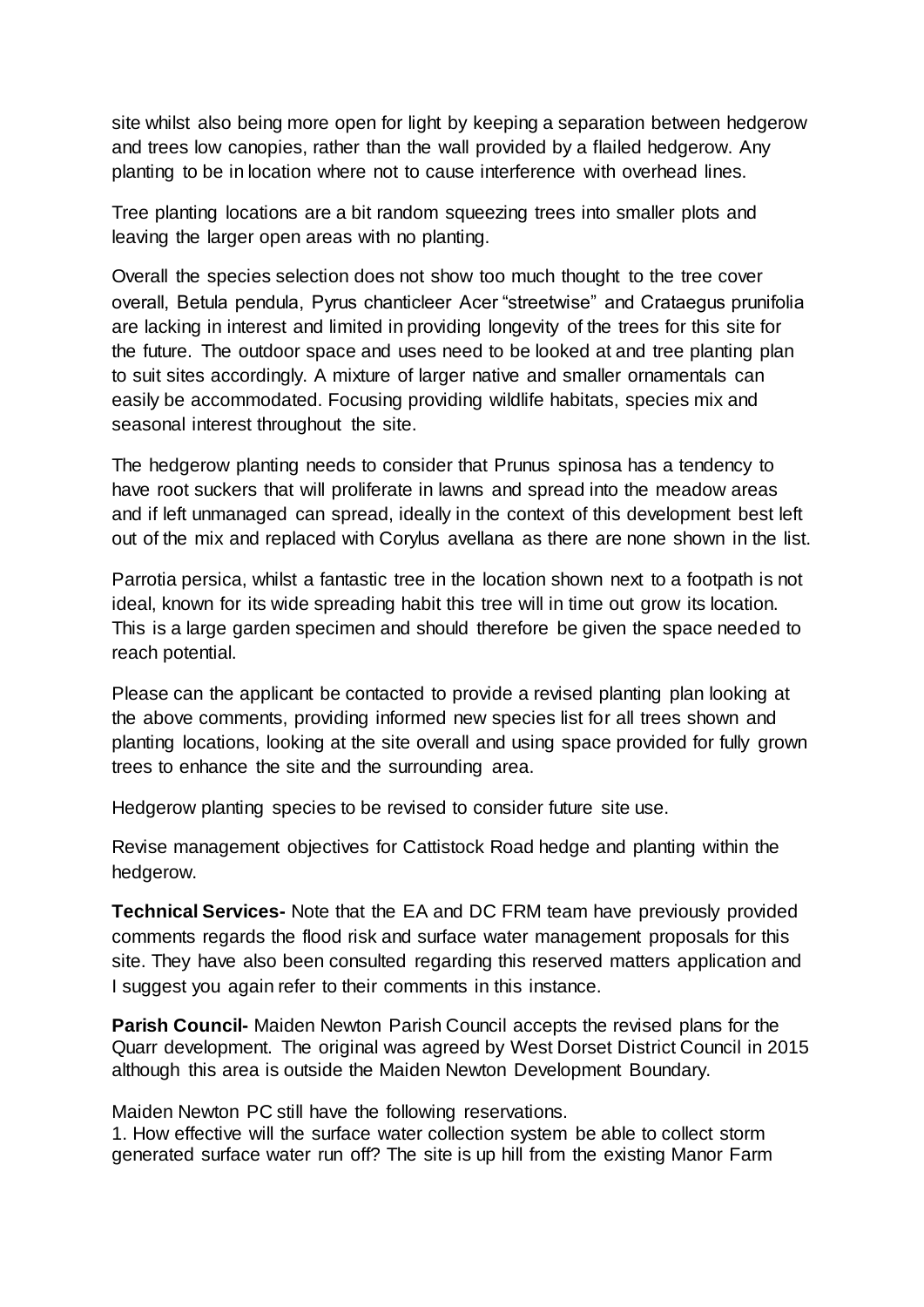site whilst also being more open for light by keeping a separation between hedgerow and trees low canopies, rather than the wall provided by a flailed hedgerow. Any planting to be in location where not to cause interference with overhead lines.

Tree planting locations are a bit random squeezing trees into smaller plots and leaving the larger open areas with no planting.

Overall the species selection does not show too much thought to the tree cover overall, Betula pendula, Pyrus chanticleer Acer "streetwise" and Crataegus prunifolia are lacking in interest and limited in providing longevity of the trees for this site for the future. The outdoor space and uses need to be looked at and tree planting plan to suit sites accordingly. A mixture of larger native and smaller ornamentals can easily be accommodated. Focusing providing wildlife habitats, species mix and seasonal interest throughout the site.

The hedgerow planting needs to consider that Prunus spinosa has a tendency to have root suckers that will proliferate in lawns and spread into the meadow areas and if left unmanaged can spread, ideally in the context of this development best left out of the mix and replaced with Corylus avellana as there are none shown in the list.

Parrotia persica, whilst a fantastic tree in the location shown next to a footpath is not ideal, known for its wide spreading habit this tree will in time out grow its location. This is a large garden specimen and should therefore be given the space needed to reach potential.

Please can the applicant be contacted to provide a revised planting plan looking at the above comments, providing informed new species list for all trees shown and planting locations, looking at the site overall and using space provided for fully grown trees to enhance the site and the surrounding area.

Hedgerow planting species to be revised to consider future site use.

Revise management objectives for Cattistock Road hedge and planting within the hedgerow.

**Technical Services-** Note that the EA and DC FRM team have previously provided comments regards the flood risk and surface water management proposals for this site. They have also been consulted regarding this reserved matters application and I suggest you again refer to their comments in this instance.

**Parish Council-** Maiden Newton Parish Council accepts the revised plans for the Quarr development. The original was agreed by West Dorset District Council in 2015 although this area is outside the Maiden Newton Development Boundary.

Maiden Newton PC still have the following reservations.

1. How effective will the surface water collection system be able to collect storm generated surface water run off? The site is up hill from the existing Manor Farm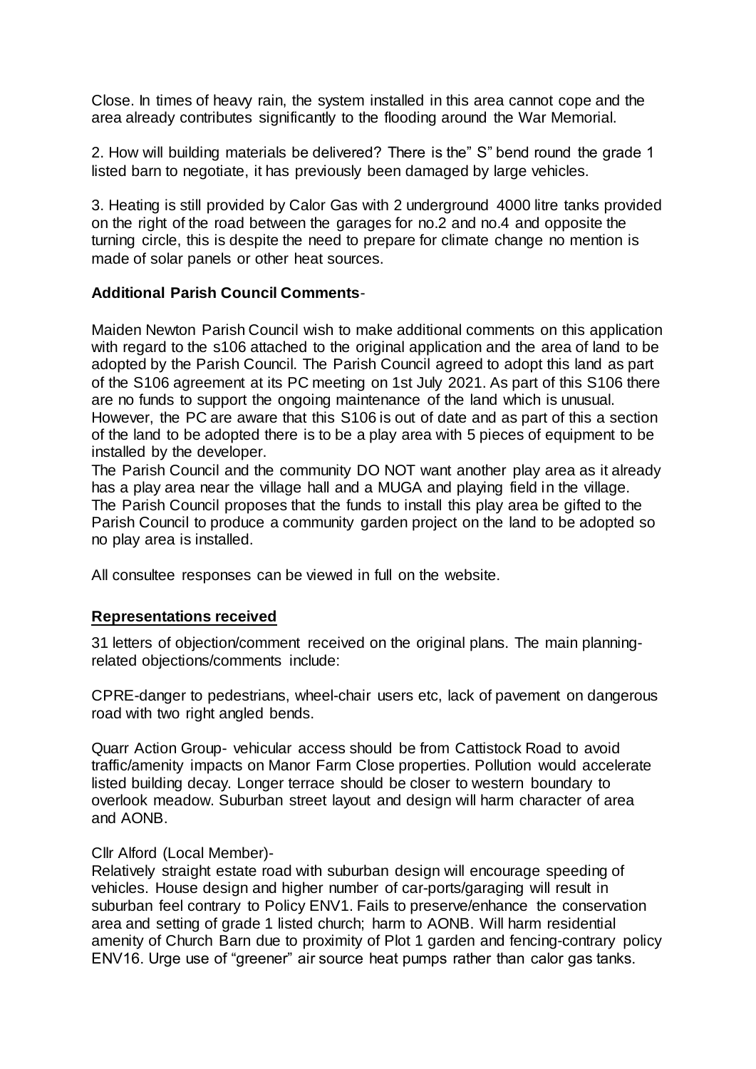Close. In times of heavy rain, the system installed in this area cannot cope and the area already contributes significantly to the flooding around the War Memorial.

2. How will building materials be delivered? There is the" S" bend round the grade 1 listed barn to negotiate, it has previously been damaged by large vehicles.

3. Heating is still provided by Calor Gas with 2 underground 4000 litre tanks provided on the right of the road between the garages for no.2 and no.4 and opposite the turning circle, this is despite the need to prepare for climate change no mention is made of solar panels or other heat sources.

**Additional Parish Council Comments**-

Maiden Newton Parish Council wish to make additional comments on this application with regard to the s106 attached to the original application and the area of land to be adopted by the Parish Council. The Parish Council agreed to adopt this land as part of the S106 agreement at its PC meeting on 1st July 2021. As part of this S106 there are no funds to support the ongoing maintenance of the land which is unusual. However, the PC are aware that this S106 is out of date and as part of this a section of the land to be adopted there is to be a play area with 5 pieces of equipment to be installed by the developer.
The Parish Council and the community DO NOT want another play area as it already has a play area near the village hall and a MUGA and playing field in the village. The Parish Council proposes that the funds to install this play area be gifted to the Parish Council to produce a community garden project on the land to be adopted so no play area is installed.

All consultee responses can be viewed in full on the website.

## Representations received

31 letters of objection/comment received on the original plans. The main planning-related objections/comments include:

CPRE-danger to pedestrians, wheel-chair users etc, lack of pavement on dangerous road with two right angled bends.

Quarr Action Group- vehicular access should be from Cattistock Road to avoid traffic/amenity impacts on Manor Farm Close properties. Pollution would accelerate listed building decay. Longer terrace should be closer to western boundary to overlook meadow. Suburban street layout and design will harm character of area and AONB.

Cllr Alford (Local Member)-
Relatively straight estate road with suburban design will encourage speeding of vehicles. House design and higher number of car-ports/garaging will result in suburban feel contrary to Policy ENV1. Fails to preserve/enhance the conservation area and setting of grade 1 listed church; harm to AONB. Will harm residential amenity of Church Barn due to proximity of Plot 1 garden and fencing-contrary policy ENV16. Urge use of "greener" air source heat pumps rather than calor gas tanks.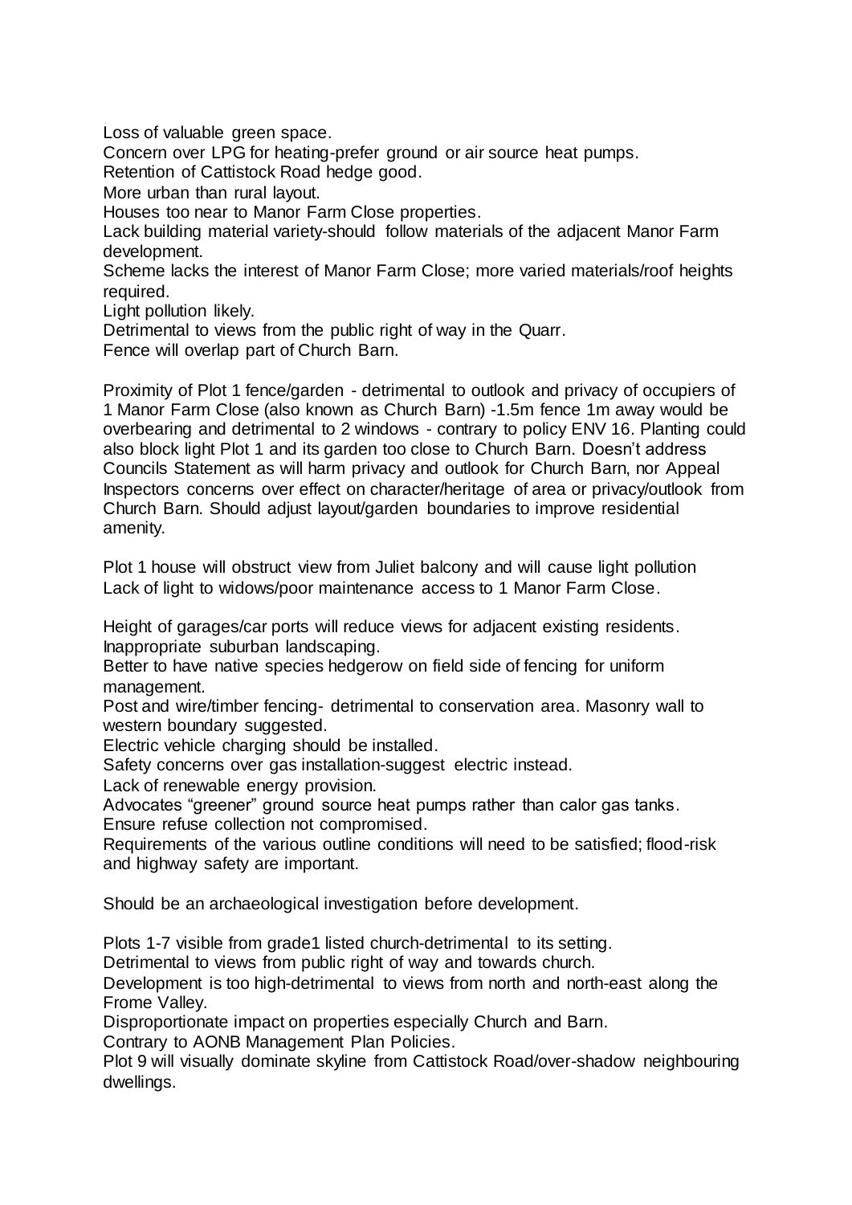Loss of valuable green space.
Concern over LPG for heating-prefer ground or air source heat pumps.
Retention of Cattistock Road hedge good.
More urban than rural layout.
Houses too near to Manor Farm Close properties.
Lack building material variety-should follow materials of the adjacent Manor Farm development.
Scheme lacks the interest of Manor Farm Close; more varied materials/roof heights required.
Light pollution likely.
Detrimental to views from the public right of way in the Quarr.
Fence will overlap part of Church Barn.

Proximity of Plot 1 fence/garden - detrimental to outlook and privacy of occupiers of 1 Manor Farm Close (also known as Church Barn) -1.5m fence 1m away would be overbearing and detrimental to 2 windows - contrary to policy ENV 16. Planting could also block light Plot 1 and its garden too close to Church Barn. Doesn't address Councils Statement as will harm privacy and outlook for Church Barn, nor Appeal Inspectors concerns over effect on character/heritage of area or privacy/outlook from Church Barn. Should adjust layout/garden boundaries to improve residential amenity.

Plot 1 house will obstruct view from Juliet balcony and will cause light pollution
Lack of light to widows/poor maintenance access to 1 Manor Farm Close.

Height of garages/car ports will reduce views for adjacent existing residents.
Inappropriate suburban landscaping.
Better to have native species hedgerow on field side of fencing for uniform management.
Post and wire/timber fencing- detrimental to conservation area. Masonry wall to western boundary suggested.
Electric vehicle charging should be installed.
Safety concerns over gas installation-suggest electric instead.
Lack of renewable energy provision.
Advocates "greener" ground source heat pumps rather than calor gas tanks.
Ensure refuse collection not compromised.
Requirements of the various outline conditions will need to be satisfied; flood-risk and highway safety are important.

Should be an archaeological investigation before development.

Plots 1-7 visible from grade1 listed church-detrimental to its setting.
Detrimental to views from public right of way and towards church.
Development is too high-detrimental to views from north and north-east along the Frome Valley.
Disproportionate impact on properties especially Church and Barn.
Contrary to AONB Management Plan Policies.
Plot 9 will visually dominate skyline from Cattistock Road/over-shadow neighbouring dwellings.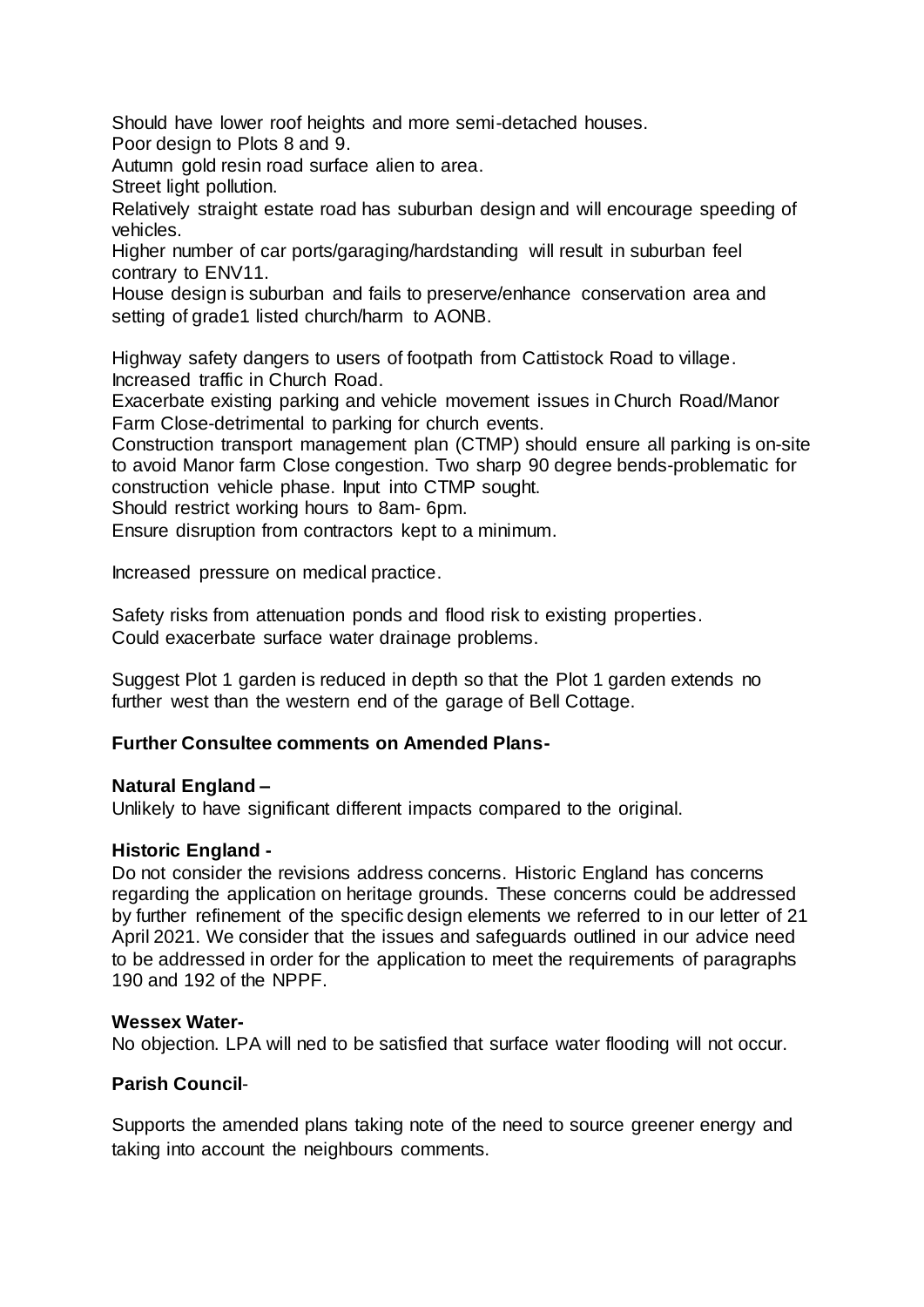Should have lower roof heights and more semi-detached houses.
Poor design to Plots 8 and 9.
Autumn gold resin road surface alien to area.
Street light pollution.
Relatively straight estate road has suburban design and will encourage speeding of vehicles.
Higher number of car ports/garaging/hardstanding will result in suburban feel contrary to ENV11.
House design is suburban and fails to preserve/enhance conservation area and setting of grade1 listed church/harm to AONB.

Highway safety dangers to users of footpath from Cattistock Road to village.
Increased traffic in Church Road.
Exacerbate existing parking and vehicle movement issues in Church Road/Manor Farm Close-detrimental to parking for church events.
Construction transport management plan (CTMP) should ensure all parking is on-site to avoid Manor farm Close congestion. Two sharp 90 degree bends-problematic for construction vehicle phase. Input into CTMP sought.
Should restrict working hours to 8am- 6pm.
Ensure disruption from contractors kept to a minimum.

Increased pressure on medical practice.

Safety risks from attenuation ponds and flood risk to existing properties.
Could exacerbate surface water drainage problems.

Suggest Plot 1 garden is reduced in depth so that the Plot 1 garden extends no further west than the western end of the garage of Bell Cottage.

**Further Consultee comments on Amended Plans-**

**Natural England –**
Unlikely to have significant different impacts compared to the original.

**Historic England -**
Do not consider the revisions address concerns. Historic England has concerns regarding the application on heritage grounds. These concerns could be addressed by further refinement of the specific design elements we referred to in our letter of 21 April 2021. We consider that the issues and safeguards outlined in our advice need to be addressed in order for the application to meet the requirements of paragraphs 190 and 192 of the NPPF.

**Wessex Water-**
No objection. LPA will ned to be satisfied that surface water flooding will not occur.

**Parish Council**-

Supports the amended plans taking note of the need to source greener energy and taking into account the neighbours comments.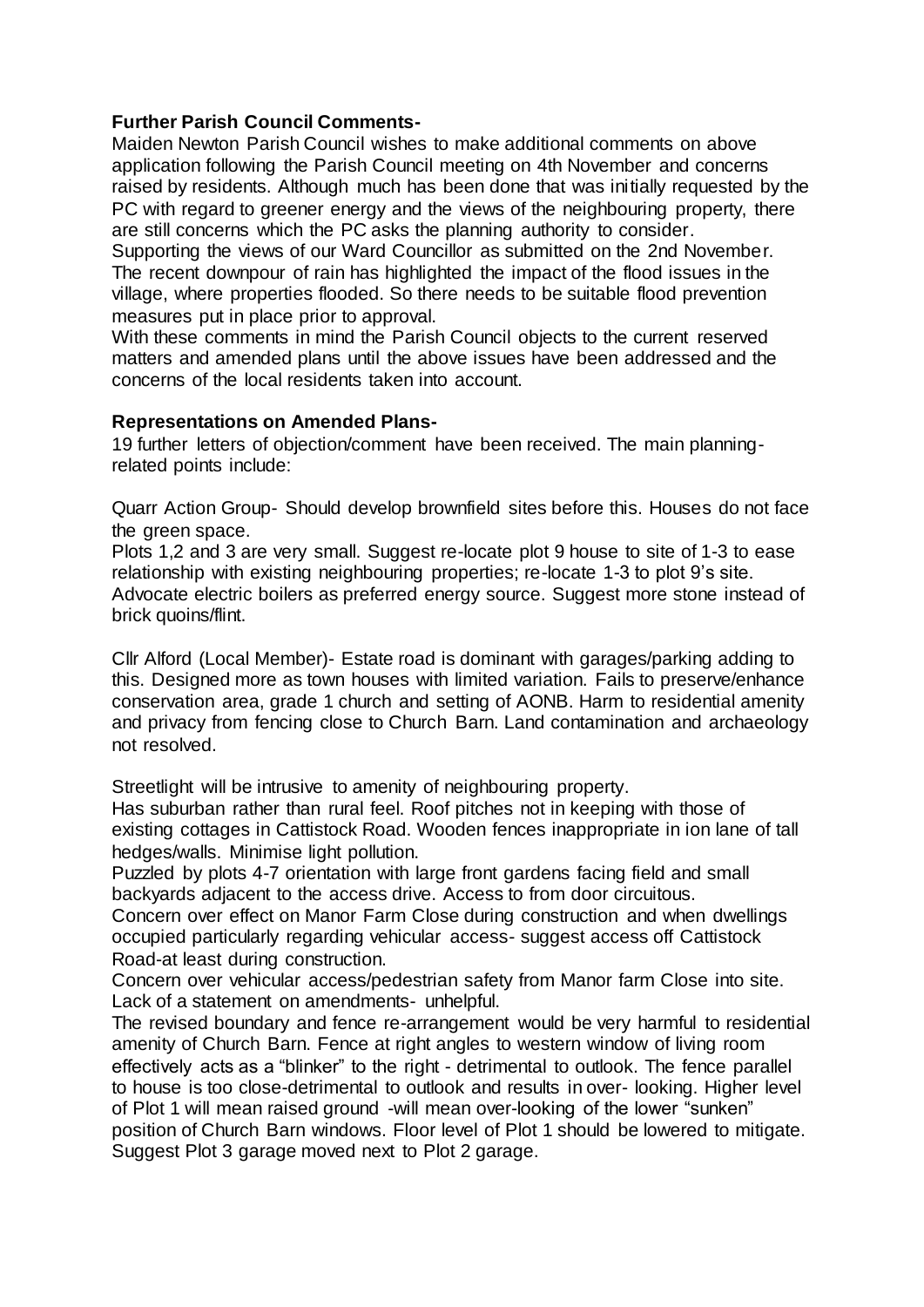**Further Parish Council Comments-**

Maiden Newton Parish Council wishes to make additional comments on above application following the Parish Council meeting on 4th November and concerns raised by residents. Although much has been done that was initially requested by the PC with regard to greener energy and the views of the neighbouring property, there are still concerns which the PC asks the planning authority to consider.

Supporting the views of our Ward Councillor as submitted on the 2nd November. The recent downpour of rain has highlighted the impact of the flood issues in the village, where properties flooded. So there needs to be suitable flood prevention measures put in place prior to approval.

With these comments in mind the Parish Council objects to the current reserved matters and amended plans until the above issues have been addressed and the concerns of the local residents taken into account.

**Representations on Amended Plans-**

19 further letters of objection/comment have been received. The main planning-related points include:

Quarr Action Group- Should develop brownfield sites before this. Houses do not face the green space.

Plots 1,2 and 3 are very small. Suggest re-locate plot 9 house to site of 1-3 to ease relationship with existing neighbouring properties; re-locate 1-3 to plot 9's site.

Advocate electric boilers as preferred energy source. Suggest more stone instead of brick quoins/flint.

Cllr Alford (Local Member)- Estate road is dominant with garages/parking adding to this. Designed more as town houses with limited variation. Fails to preserve/enhance conservation area, grade 1 church and setting of AONB. Harm to residential amenity and privacy from fencing close to Church Barn. Land contamination and archaeology not resolved.

Streetlight will be intrusive to amenity of neighbouring property.

Has suburban rather than rural feel. Roof pitches not in keeping with those of existing cottages in Cattistock Road. Wooden fences inappropriate in ion lane of tall hedges/walls. Minimise light pollution.

Puzzled by plots 4-7 orientation with large front gardens facing field and small backyards adjacent to the access drive. Access to from door circuitous.

Concern over effect on Manor Farm Close during construction and when dwellings occupied particularly regarding vehicular access- suggest access off Cattistock Road-at least during construction.

Concern over vehicular access/pedestrian safety from Manor farm Close into site.

Lack of a statement on amendments- unhelpful.

The revised boundary and fence re-arrangement would be very harmful to residential amenity of Church Barn. Fence at right angles to western window of living room effectively acts as a "blinker" to the right - detrimental to outlook. The fence parallel to house is too close-detrimental to outlook and results in over- looking. Higher level of Plot 1 will mean raised ground -will mean over-looking of the lower "sunken" position of Church Barn windows. Floor level of Plot 1 should be lowered to mitigate. Suggest Plot 3 garage moved next to Plot 2 garage.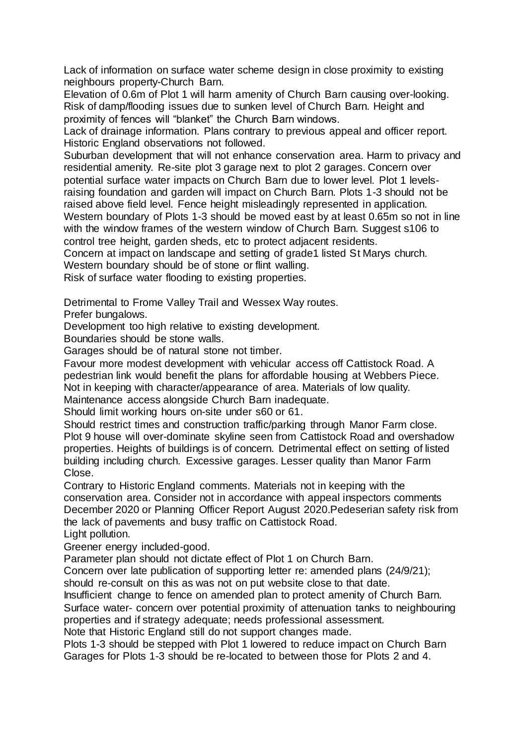Lack of information on surface water scheme design in close proximity to existing neighbours property-Church Barn.
Elevation of 0.6m of Plot 1 will harm amenity of Church Barn causing over-looking. Risk of damp/flooding issues due to sunken level of Church Barn. Height and proximity of fences will "blanket" the Church Barn windows.
Lack of drainage information. Plans contrary to previous appeal and officer report. Historic England observations not followed.
Suburban development that will not enhance conservation area. Harm to privacy and residential amenity. Re-site plot 3 garage next to plot 2 garages. Concern over potential surface water impacts on Church Barn due to lower level. Plot 1 levels-raising foundation and garden will impact on Church Barn. Plots 1-3 should not be raised above field level. Fence height misleadingly represented in application. Western boundary of Plots 1-3 should be moved east by at least 0.65m so not in line with the window frames of the western window of Church Barn. Suggest s106 to control tree height, garden sheds, etc to protect adjacent residents.
Concern at impact on landscape and setting of grade1 listed St Marys church. Western boundary should be of stone or flint walling.
Risk of surface water flooding to existing properties.

Detrimental to Frome Valley Trail and Wessex Way routes.
Prefer bungalows.
Development too high relative to existing development.
Boundaries should be stone walls.
Garages should be of natural stone not timber.
Favour more modest development with vehicular access off Cattistock Road. A pedestrian link would benefit the plans for affordable housing at Webbers Piece.
Not in keeping with character/appearance of area. Materials of low quality.
Maintenance access alongside Church Barn inadequate.
Should limit working hours on-site under s60 or 61.
Should restrict times and construction traffic/parking through Manor Farm close.
Plot 9 house will over-dominate skyline seen from Cattistock Road and overshadow properties. Heights of buildings is of concern. Detrimental effect on setting of listed building including church. Excessive garages. Lesser quality than Manor Farm Close.
Contrary to Historic England comments. Materials not in keeping with the conservation area. Consider not in accordance with appeal inspectors comments December 2020 or Planning Officer Report August 2020.Pedeserian safety risk from the lack of pavements and busy traffic on Cattistock Road.
Light pollution.
Greener energy included-good.
Parameter plan should not dictate effect of Plot 1 on Church Barn.
Concern over late publication of supporting letter re: amended plans (24/9/21); should re-consult on this as was not on put website close to that date.
Insufficient change to fence on amended plan to protect amenity of Church Barn.
Surface water- concern over potential proximity of attenuation tanks to neighbouring properties and if strategy adequate; needs professional assessment.
Note that Historic England still do not support changes made.
Plots 1-3 should be stepped with Plot 1 lowered to reduce impact on Church Barn
Garages for Plots 1-3 should be re-located to between those for Plots 2 and 4.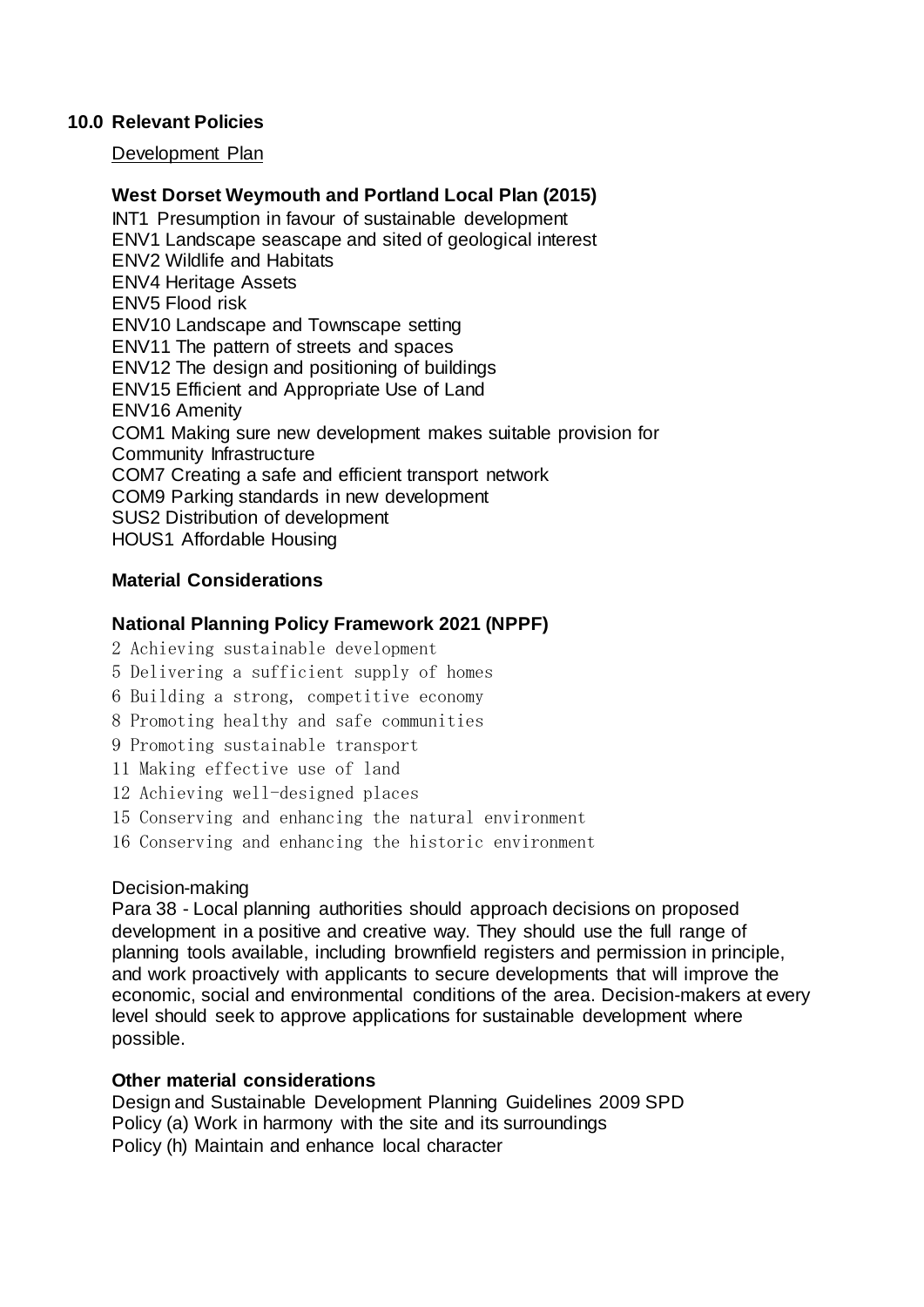## 10.0 Relevant Policies

Development Plan

**West Dorset Weymouth and Portland Local Plan (2015)**

INT1 Presumption in favour of sustainable development
ENV1 Landscape seascape and sited of geological interest
ENV2 Wildlife and Habitats
ENV4 Heritage Assets
ENV5 Flood risk
ENV10 Landscape and Townscape setting
ENV11 The pattern of streets and spaces
ENV12 The design and positioning of buildings
ENV15 Efficient and Appropriate Use of Land
ENV16 Amenity
COM1 Making sure new development makes suitable provision for Community Infrastructure
COM7 Creating a safe and efficient transport network
COM9 Parking standards in new development
SUS2 Distribution of development
HOUS1 Affordable Housing

**Material Considerations**

**National Planning Policy Framework 2021 (NPPF)**

2 Achieving sustainable development
5 Delivering a sufficient supply of homes
6 Building a strong, competitive economy
8 Promoting healthy and safe communities
9 Promoting sustainable transport
11 Making effective use of land
12 Achieving well-designed places
15 Conserving and enhancing the natural environment
16 Conserving and enhancing the historic environment

Decision-making

Para 38 - Local planning authorities should approach decisions on proposed development in a positive and creative way. They should use the full range of planning tools available, including brownfield registers and permission in principle, and work proactively with applicants to secure developments that will improve the economic, social and environmental conditions of the area. Decision-makers at every level should seek to approve applications for sustainable development where possible.

**Other material considerations**

Design and Sustainable Development Planning Guidelines 2009 SPD
Policy (a) Work in harmony with the site and its surroundings
Policy (h) Maintain and enhance local character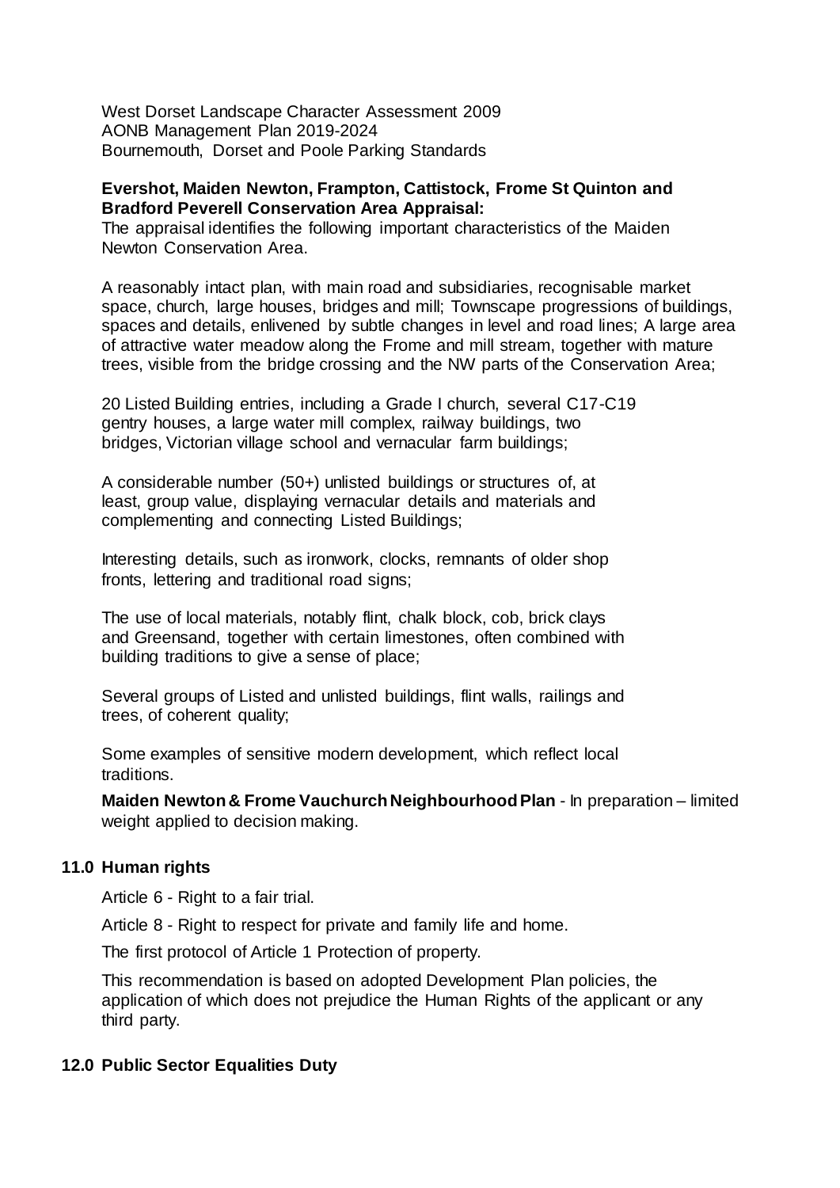West Dorset Landscape Character Assessment 2009
AONB Management Plan 2019-2024
Bournemouth, Dorset and Poole Parking Standards

**Evershot, Maiden Newton, Frampton, Cattistock, Frome St Quinton and Bradford Peverell Conservation Area Appraisal:**
The appraisal identifies the following important characteristics of the Maiden Newton Conservation Area.

A reasonably intact plan, with main road and subsidiaries, recognisable market space, church, large houses, bridges and mill; Townscape progressions of buildings, spaces and details, enlivened by subtle changes in level and road lines; A large area of attractive water meadow along the Frome and mill stream, together with mature trees, visible from the bridge crossing and the NW parts of the Conservation Area;

20 Listed Building entries, including a Grade I church, several C17-C19 gentry houses, a large water mill complex, railway buildings, two bridges, Victorian village school and vernacular farm buildings;

A considerable number (50+) unlisted buildings or structures of, at least, group value, displaying vernacular details and materials and complementing and connecting Listed Buildings;

Interesting details, such as ironwork, clocks, remnants of older shop fronts, lettering and traditional road signs;

The use of local materials, notably flint, chalk block, cob, brick clays and Greensand, together with certain limestones, often combined with building traditions to give a sense of place;

Several groups of Listed and unlisted buildings, flint walls, railings and trees, of coherent quality;

Some examples of sensitive modern development, which reflect local traditions.

**Maiden Newton & Frome Vauchurch Neighbourhood Plan** - In preparation – limited weight applied to decision making.

## 11.0 Human rights

Article 6 - Right to a fair trial.

Article 8 - Right to respect for private and family life and home.

The first protocol of Article 1 Protection of property.

This recommendation is based on adopted Development Plan policies, the application of which does not prejudice the Human Rights of the applicant or any third party.

## 12.0 Public Sector Equalities Duty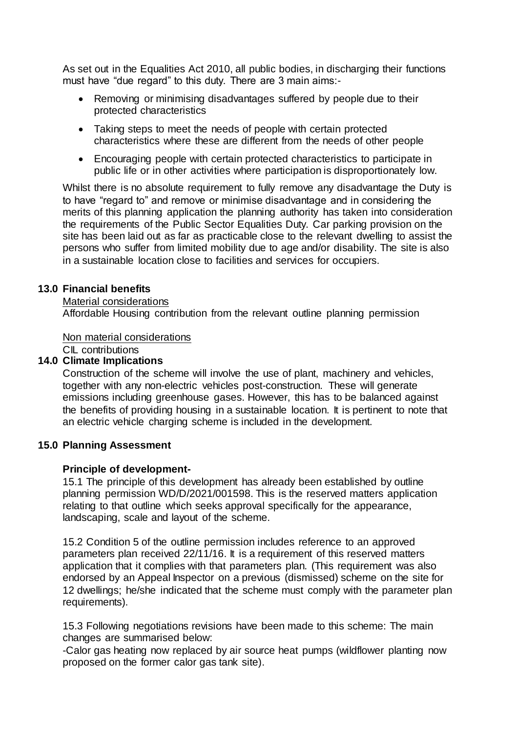As set out in the Equalities Act 2010, all public bodies, in discharging their functions must have "due regard" to this duty. There are 3 main aims:-

- Removing or minimising disadvantages suffered by people due to their protected characteristics
- Taking steps to meet the needs of people with certain protected characteristics where these are different from the needs of other people
- Encouraging people with certain protected characteristics to participate in public life or in other activities where participation is disproportionately low.

Whilst there is no absolute requirement to fully remove any disadvantage the Duty is to have "regard to" and remove or minimise disadvantage and in considering the merits of this planning application the planning authority has taken into consideration the requirements of the Public Sector Equalities Duty. Car parking provision on the site has been laid out as far as practicable close to the relevant dwelling to assist the persons who suffer from limited mobility due to age and/or disability. The site is also in a sustainable location close to facilities and services for occupiers.

## 13.0 Financial benefits

Material considerations

Affordable Housing contribution from the relevant outline planning permission

Non material considerations

CIL contributions

## 14.0 Climate Implications

Construction of the scheme will involve the use of plant, machinery and vehicles, together with any non-electric vehicles post-construction. These will generate emissions including greenhouse gases. However, this has to be balanced against the benefits of providing housing in a sustainable location. It is pertinent to note that an electric vehicle charging scheme is included in the development.

## 15.0 Planning Assessment

### Principle of development-

15.1 The principle of this development has already been established by outline planning permission WD/D/2021/001598. This is the reserved matters application relating to that outline which seeks approval specifically for the appearance, landscaping, scale and layout of the scheme.

15.2 Condition 5 of the outline permission includes reference to an approved parameters plan received 22/11/16. It is a requirement of this reserved matters application that it complies with that parameters plan. (This requirement was also endorsed by an Appeal Inspector on a previous (dismissed) scheme on the site for 12 dwellings; he/she indicated that the scheme must comply with the parameter plan requirements).

15.3 Following negotiations revisions have been made to this scheme: The main changes are summarised below:

-Calor gas heating now replaced by air source heat pumps (wildflower planting now proposed on the former calor gas tank site).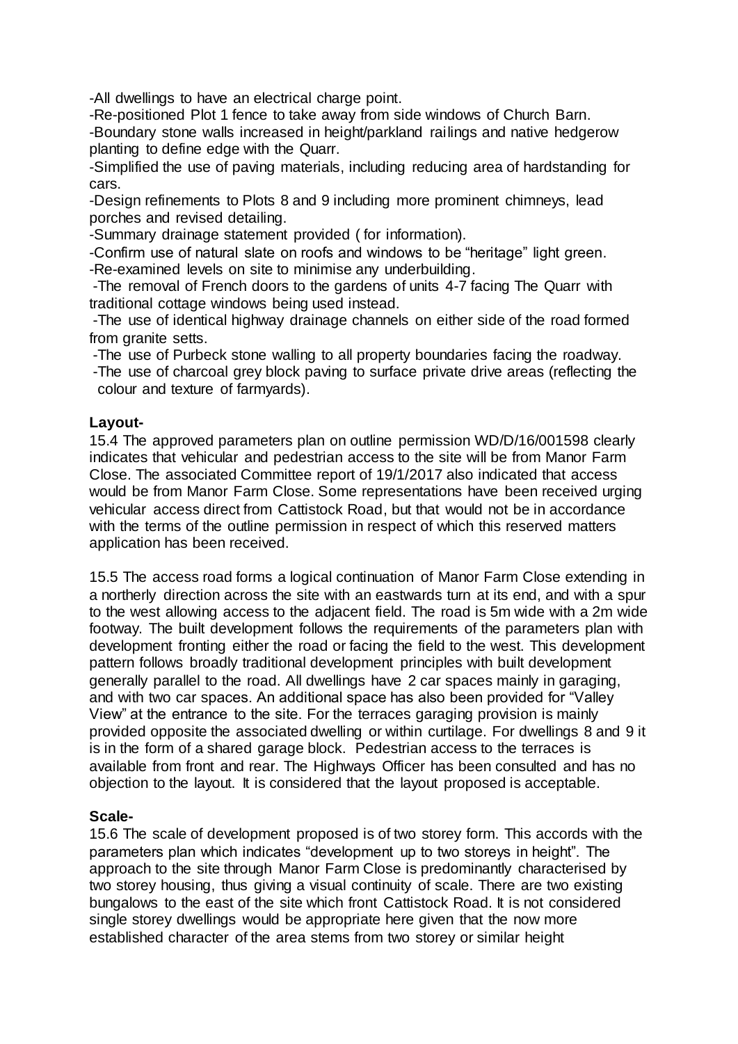-All dwellings to have an electrical charge point.
-Re-positioned Plot 1 fence to take away from side windows of Church Barn.
-Boundary stone walls increased in height/parkland railings and native hedgerow planting to define edge with the Quarr.
-Simplified the use of paving materials, including reducing area of hardstanding for cars.
-Design refinements to Plots 8 and 9 including more prominent chimneys, lead porches and revised detailing.
-Summary drainage statement provided ( for information).
-Confirm use of natural slate on roofs and windows to be "heritage" light green.
-Re-examined levels on site to minimise any underbuilding.
-The removal of French doors to the gardens of units 4-7 facing The Quarr with traditional cottage windows being used instead.
-The use of identical highway drainage channels on either side of the road formed from granite setts.
-The use of Purbeck stone walling to all property boundaries facing the roadway.
-The use of charcoal grey block paving to surface private drive areas (reflecting the colour and texture of farmyards).

**Layout-**

15.4 The approved parameters plan on outline permission WD/D/16/001598 clearly indicates that vehicular and pedestrian access to the site will be from Manor Farm Close. The associated Committee report of 19/1/2017 also indicated that access would be from Manor Farm Close. Some representations have been received urging vehicular access direct from Cattistock Road, but that would not be in accordance with the terms of the outline permission in respect of which this reserved matters application has been received.

15.5 The access road forms a logical continuation of Manor Farm Close extending in a northerly direction across the site with an eastwards turn at its end, and with a spur to the west allowing access to the adjacent field. The road is 5m wide with a 2m wide footway. The built development follows the requirements of the parameters plan with development fronting either the road or facing the field to the west. This development pattern follows broadly traditional development principles with built development generally parallel to the road. All dwellings have 2 car spaces mainly in garaging, and with two car spaces. An additional space has also been provided for "Valley View" at the entrance to the site. For the terraces garaging provision is mainly provided opposite the associated dwelling or within curtilage. For dwellings 8 and 9 it is in the form of a shared garage block. Pedestrian access to the terraces is available from front and rear. The Highways Officer has been consulted and has no objection to the layout. It is considered that the layout proposed is acceptable.

**Scale-**

15.6 The scale of development proposed is of two storey form. This accords with the parameters plan which indicates "development up to two storeys in height". The approach to the site through Manor Farm Close is predominantly characterised by two storey housing, thus giving a visual continuity of scale. There are two existing bungalows to the east of the site which front Cattistock Road. It is not considered single storey dwellings would be appropriate here given that the now more established character of the area stems from two storey or similar height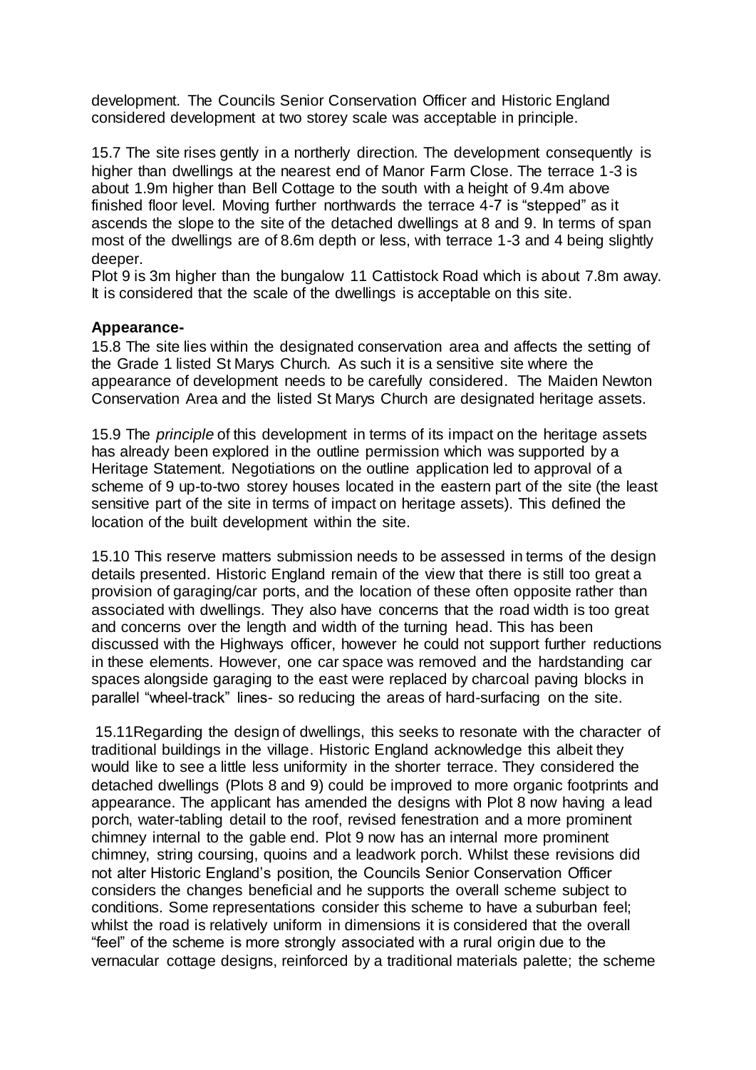development. The Councils Senior Conservation Officer and Historic England considered development at two storey scale was acceptable in principle.

15.7 The site rises gently in a northerly direction. The development consequently is higher than dwellings at the nearest end of Manor Farm Close. The terrace 1-3 is about 1.9m higher than Bell Cottage to the south with a height of 9.4m above finished floor level. Moving further northwards the terrace 4-7 is "stepped" as it ascends the slope to the site of the detached dwellings at 8 and 9. In terms of span most of the dwellings are of 8.6m depth or less, with terrace 1-3 and 4 being slightly deeper.
Plot 9 is 3m higher than the bungalow 11 Cattistock Road which is about 7.8m away. It is considered that the scale of the dwellings is acceptable on this site.

**Appearance-**

15.8 The site lies within the designated conservation area and affects the setting of the Grade 1 listed St Marys Church. As such it is a sensitive site where the appearance of development needs to be carefully considered. The Maiden Newton Conservation Area and the listed St Marys Church are designated heritage assets.

15.9 The *principle* of this development in terms of its impact on the heritage assets has already been explored in the outline permission which was supported by a Heritage Statement. Negotiations on the outline application led to approval of a scheme of 9 up-to-two storey houses located in the eastern part of the site (the least sensitive part of the site in terms of impact on heritage assets). This defined the location of the built development within the site.

15.10 This reserve matters submission needs to be assessed in terms of the design details presented. Historic England remain of the view that there is still too great a provision of garaging/car ports, and the location of these often opposite rather than associated with dwellings. They also have concerns that the road width is too great and concerns over the length and width of the turning head. This has been discussed with the Highways officer, however he could not support further reductions in these elements. However, one car space was removed and the hardstanding car spaces alongside garaging to the east were replaced by charcoal paving blocks in parallel "wheel-track" lines- so reducing the areas of hard-surfacing on the site.

15.11Regarding the design of dwellings, this seeks to resonate with the character of traditional buildings in the village. Historic England acknowledge this albeit they would like to see a little less uniformity in the shorter terrace. They considered the detached dwellings (Plots 8 and 9) could be improved to more organic footprints and appearance. The applicant has amended the designs with Plot 8 now having a lead porch, water-tabling detail to the roof, revised fenestration and a more prominent chimney internal to the gable end. Plot 9 now has an internal more prominent chimney, string coursing, quoins and a leadwork porch. Whilst these revisions did not alter Historic England's position, the Councils Senior Conservation Officer considers the changes beneficial and he supports the overall scheme subject to conditions. Some representations consider this scheme to have a suburban feel; whilst the road is relatively uniform in dimensions it is considered that the overall "feel" of the scheme is more strongly associated with a rural origin due to the vernacular cottage designs, reinforced by a traditional materials palette; the scheme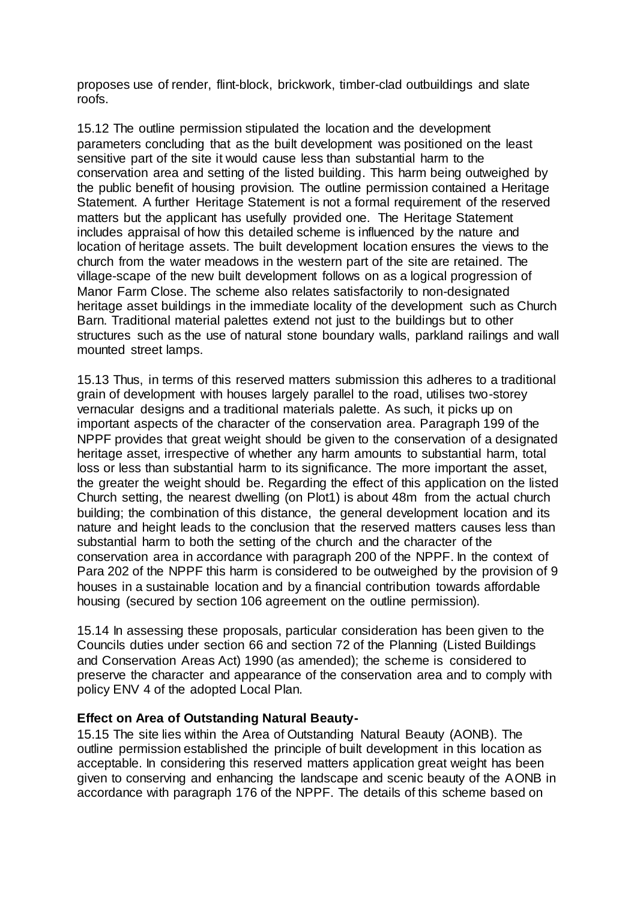proposes use of render, flint-block, brickwork, timber-clad outbuildings and slate roofs.

15.12 The outline permission stipulated the location and the development parameters concluding that as the built development was positioned on the least sensitive part of the site it would cause less than substantial harm to the conservation area and setting of the listed building. This harm being outweighed by the public benefit of housing provision. The outline permission contained a Heritage Statement. A further Heritage Statement is not a formal requirement of the reserved matters but the applicant has usefully provided one. The Heritage Statement includes appraisal of how this detailed scheme is influenced by the nature and location of heritage assets. The built development location ensures the views to the church from the water meadows in the western part of the site are retained. The village-scape of the new built development follows on as a logical progression of Manor Farm Close. The scheme also relates satisfactorily to non-designated heritage asset buildings in the immediate locality of the development such as Church Barn. Traditional material palettes extend not just to the buildings but to other structures such as the use of natural stone boundary walls, parkland railings and wall mounted street lamps.

15.13 Thus, in terms of this reserved matters submission this adheres to a traditional grain of development with houses largely parallel to the road, utilises two-storey vernacular designs and a traditional materials palette. As such, it picks up on important aspects of the character of the conservation area. Paragraph 199 of the NPPF provides that great weight should be given to the conservation of a designated heritage asset, irrespective of whether any harm amounts to substantial harm, total loss or less than substantial harm to its significance. The more important the asset, the greater the weight should be. Regarding the effect of this application on the listed Church setting, the nearest dwelling (on Plot1) is about 48m from the actual church building; the combination of this distance, the general development location and its nature and height leads to the conclusion that the reserved matters causes less than substantial harm to both the setting of the church and the character of the conservation area in accordance with paragraph 200 of the NPPF. In the context of Para 202 of the NPPF this harm is considered to be outweighed by the provision of 9 houses in a sustainable location and by a financial contribution towards affordable housing (secured by section 106 agreement on the outline permission).

15.14 In assessing these proposals, particular consideration has been given to the Councils duties under section 66 and section 72 of the Planning (Listed Buildings and Conservation Areas Act) 1990 (as amended); the scheme is considered to preserve the character and appearance of the conservation area and to comply with policy ENV 4 of the adopted Local Plan.

**Effect on Area of Outstanding Natural Beauty-**

15.15 The site lies within the Area of Outstanding Natural Beauty (AONB). The outline permission established the principle of built development in this location as acceptable. In considering this reserved matters application great weight has been given to conserving and enhancing the landscape and scenic beauty of the AONB in accordance with paragraph 176 of the NPPF. The details of this scheme based on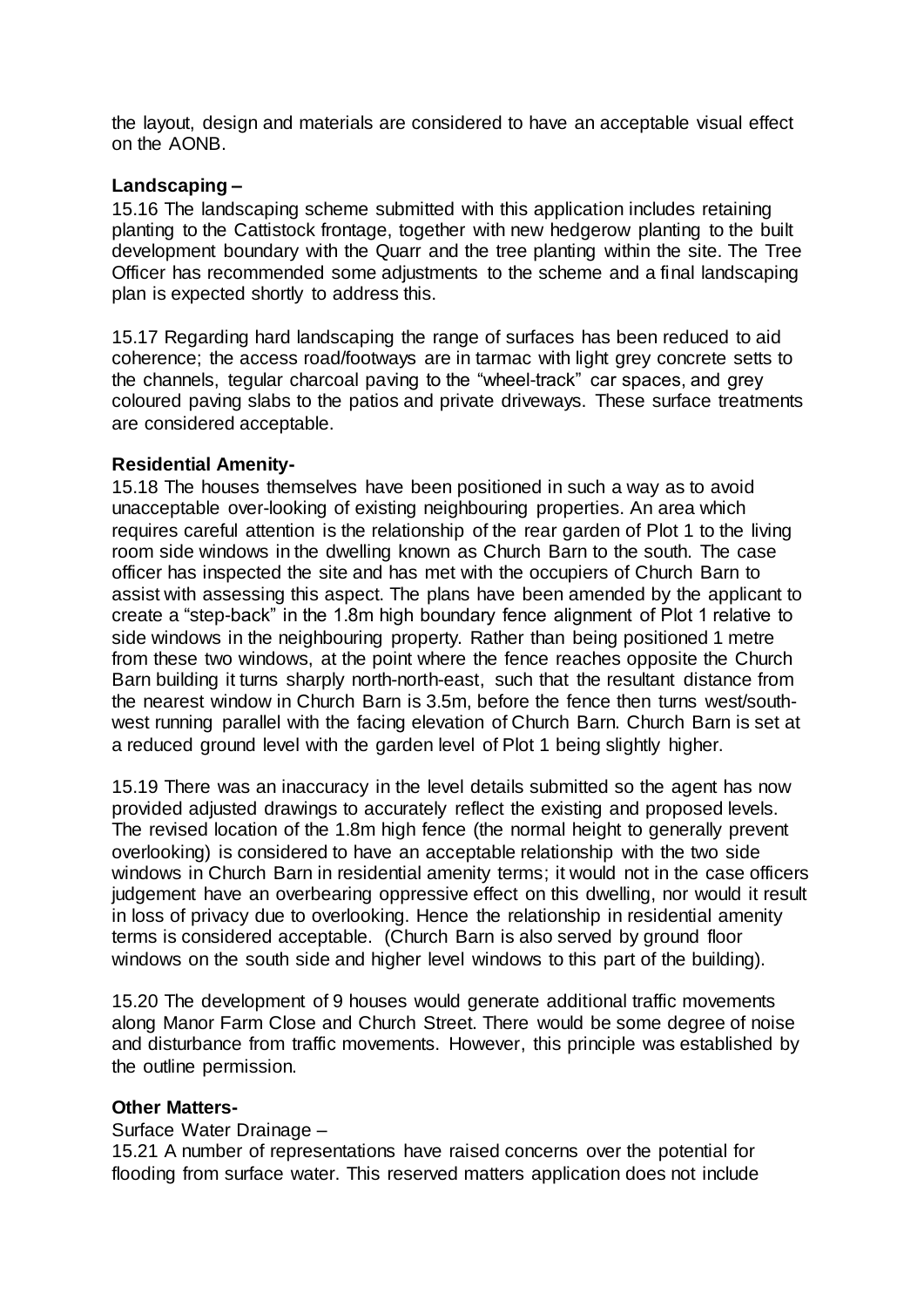the layout, design and materials are considered to have an acceptable visual effect on the AONB.

**Landscaping –**

15.16 The landscaping scheme submitted with this application includes retaining planting to the Cattistock frontage, together with new hedgerow planting to the built development boundary with the Quarr and the tree planting within the site. The Tree Officer has recommended some adjustments to the scheme and a final landscaping plan is expected shortly to address this.

15.17 Regarding hard landscaping the range of surfaces has been reduced to aid coherence; the access road/footways are in tarmac with light grey concrete setts to the channels, tegular charcoal paving to the "wheel-track" car spaces, and grey coloured paving slabs to the patios and private driveways. These surface treatments are considered acceptable.

**Residential Amenity-**

15.18 The houses themselves have been positioned in such a way as to avoid unacceptable over-looking of existing neighbouring properties. An area which requires careful attention is the relationship of the rear garden of Plot 1 to the living room side windows in the dwelling known as Church Barn to the south. The case officer has inspected the site and has met with the occupiers of Church Barn to assist with assessing this aspect. The plans have been amended by the applicant to create a "step-back" in the 1.8m high boundary fence alignment of Plot 1 relative to side windows in the neighbouring property. Rather than being positioned 1 metre from these two windows, at the point where the fence reaches opposite the Church Barn building it turns sharply north-north-east, such that the resultant distance from the nearest window in Church Barn is 3.5m, before the fence then turns west/south-west running parallel with the facing elevation of Church Barn. Church Barn is set at a reduced ground level with the garden level of Plot 1 being slightly higher.

15.19 There was an inaccuracy in the level details submitted so the agent has now provided adjusted drawings to accurately reflect the existing and proposed levels. The revised location of the 1.8m high fence (the normal height to generally prevent overlooking) is considered to have an acceptable relationship with the two side windows in Church Barn in residential amenity terms; it would not in the case officers judgement have an overbearing oppressive effect on this dwelling, nor would it result in loss of privacy due to overlooking. Hence the relationship in residential amenity terms is considered acceptable. (Church Barn is also served by ground floor windows on the south side and higher level windows to this part of the building).

15.20 The development of 9 houses would generate additional traffic movements along Manor Farm Close and Church Street. There would be some degree of noise and disturbance from traffic movements. However, this principle was established by the outline permission.

**Other Matters-**

Surface Water Drainage –

15.21 A number of representations have raised concerns over the potential for flooding from surface water. This reserved matters application does not include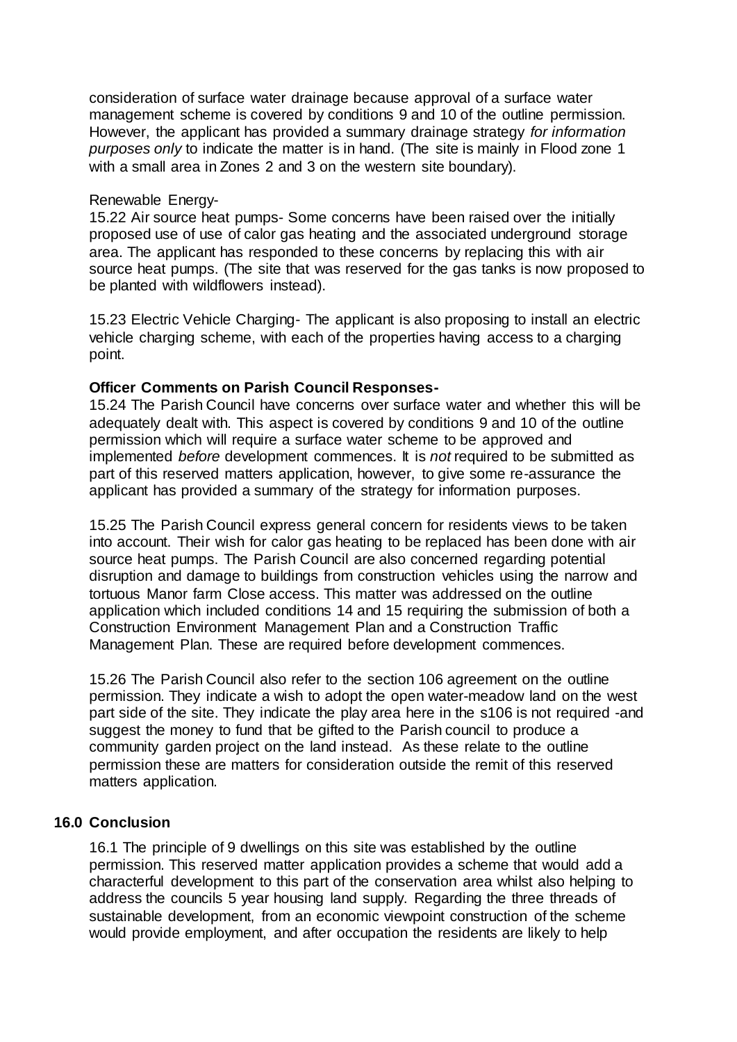consideration of surface water drainage because approval of a surface water management scheme is covered by conditions 9 and 10 of the outline permission. However, the applicant has provided a summary drainage strategy *for information purposes only* to indicate the matter is in hand. (The site is mainly in Flood zone 1 with a small area in Zones 2 and 3 on the western site boundary).

Renewable Energy-

15.22 Air source heat pumps- Some concerns have been raised over the initially proposed use of use of calor gas heating and the associated underground storage area. The applicant has responded to these concerns by replacing this with air source heat pumps. (The site that was reserved for the gas tanks is now proposed to be planted with wildflowers instead).

15.23 Electric Vehicle Charging- The applicant is also proposing to install an electric vehicle charging scheme, with each of the properties having access to a charging point.

**Officer Comments on Parish Council Responses-**

15.24 The Parish Council have concerns over surface water and whether this will be adequately dealt with. This aspect is covered by conditions 9 and 10 of the outline permission which will require a surface water scheme to be approved and implemented *before* development commences. It is *not* required to be submitted as part of this reserved matters application, however, to give some re-assurance the applicant has provided a summary of the strategy for information purposes.

15.25 The Parish Council express general concern for residents views to be taken into account. Their wish for calor gas heating to be replaced has been done with air source heat pumps. The Parish Council are also concerned regarding potential disruption and damage to buildings from construction vehicles using the narrow and tortuous Manor farm Close access. This matter was addressed on the outline application which included conditions 14 and 15 requiring the submission of both a Construction Environment Management Plan and a Construction Traffic Management Plan. These are required before development commences.

15.26 The Parish Council also refer to the section 106 agreement on the outline permission. They indicate a wish to adopt the open water-meadow land on the west part side of the site. They indicate the play area here in the s106 is not required -and suggest the money to fund that be gifted to the Parish council to produce a community garden project on the land instead. As these relate to the outline permission these are matters for consideration outside the remit of this reserved matters application.

## 16.0 Conclusion

16.1 The principle of 9 dwellings on this site was established by the outline permission. This reserved matter application provides a scheme that would add a characterful development to this part of the conservation area whilst also helping to address the councils 5 year housing land supply. Regarding the three threads of sustainable development, from an economic viewpoint construction of the scheme would provide employment, and after occupation the residents are likely to help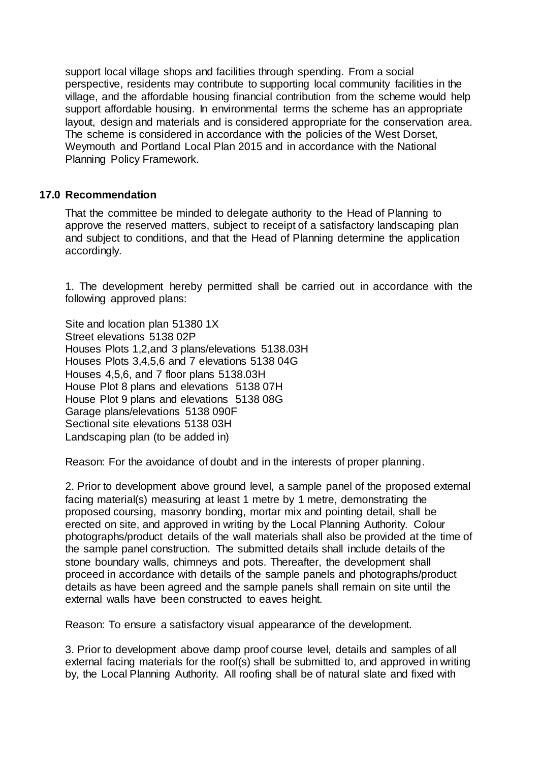support local village shops and facilities through spending. From a social perspective, residents may contribute to supporting local community facilities in the village, and the affordable housing financial contribution from the scheme would help support affordable housing. In environmental terms the scheme has an appropriate layout, design and materials and is considered appropriate for the conservation area. The scheme is considered in accordance with the policies of the West Dorset, Weymouth and Portland Local Plan 2015 and in accordance with the National Planning Policy Framework.

## 17.0 Recommendation

That the committee be minded to delegate authority to the Head of Planning to approve the reserved matters, subject to receipt of a satisfactory landscaping plan and subject to conditions, and that the Head of Planning determine the application accordingly.

1. The development hereby permitted shall be carried out in accordance with the following approved plans:

Site and location plan 51380 1X
Street elevations 5138 02P
Houses Plots 1,2,and 3 plans/elevations 5138.03H
Houses Plots 3,4,5,6 and 7 elevations 5138 04G
Houses 4,5,6, and 7 floor plans 5138.03H
House Plot 8 plans and elevations 5138 07H
House Plot 9 plans and elevations 5138 08G
Garage plans/elevations 5138 090F
Sectional site elevations 5138 03H
Landscaping plan (to be added in)

Reason: For the avoidance of doubt and in the interests of proper planning.

2. Prior to development above ground level, a sample panel of the proposed external facing material(s) measuring at least 1 metre by 1 metre, demonstrating the proposed coursing, masonry bonding, mortar mix and pointing detail, shall be erected on site, and approved in writing by the Local Planning Authority. Colour photographs/product details of the wall materials shall also be provided at the time of the sample panel construction. The submitted details shall include details of the stone boundary walls, chimneys and pots. Thereafter, the development shall proceed in accordance with details of the sample panels and photographs/product details as have been agreed and the sample panels shall remain on site until the external walls have been constructed to eaves height.

Reason: To ensure a satisfactory visual appearance of the development.

3. Prior to development above damp proof course level, details and samples of all external facing materials for the roof(s) shall be submitted to, and approved in writing by, the Local Planning Authority. All roofing shall be of natural slate and fixed with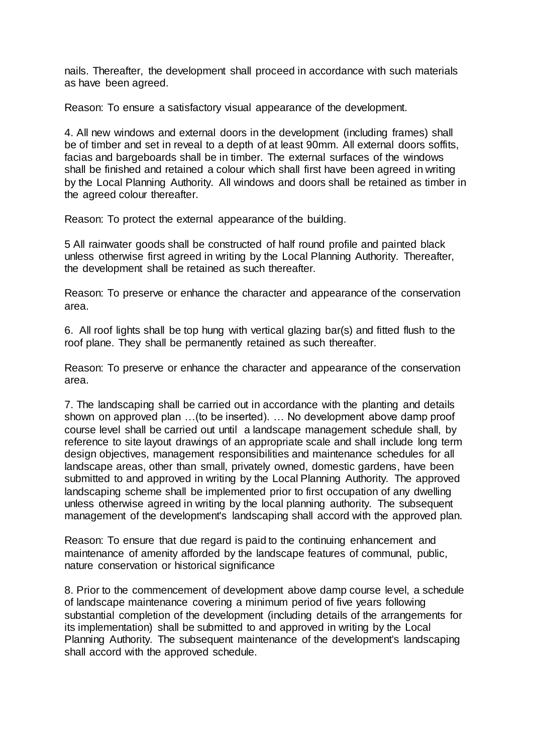nails. Thereafter, the development shall proceed in accordance with such materials as have been agreed.

Reason: To ensure a satisfactory visual appearance of the development.

4. All new windows and external doors in the development (including frames) shall be of timber and set in reveal to a depth of at least 90mm. All external doors soffits, facias and bargeboards shall be in timber. The external surfaces of the windows shall be finished and retained a colour which shall first have been agreed in writing by the Local Planning Authority. All windows and doors shall be retained as timber in the agreed colour thereafter.

Reason: To protect the external appearance of the building.

5 All rainwater goods shall be constructed of half round profile and painted black unless otherwise first agreed in writing by the Local Planning Authority. Thereafter, the development shall be retained as such thereafter.

Reason: To preserve or enhance the character and appearance of the conservation area.

6. All roof lights shall be top hung with vertical glazing bar(s) and fitted flush to the roof plane. They shall be permanently retained as such thereafter.

Reason: To preserve or enhance the character and appearance of the conservation area.

7. The landscaping shall be carried out in accordance with the planting and details shown on approved plan …(to be inserted). … No development above damp proof course level shall be carried out until a landscape management schedule shall, by reference to site layout drawings of an appropriate scale and shall include long term design objectives, management responsibilities and maintenance schedules for all landscape areas, other than small, privately owned, domestic gardens, have been submitted to and approved in writing by the Local Planning Authority. The approved landscaping scheme shall be implemented prior to first occupation of any dwelling unless otherwise agreed in writing by the local planning authority. The subsequent management of the development's landscaping shall accord with the approved plan.

Reason: To ensure that due regard is paid to the continuing enhancement and maintenance of amenity afforded by the landscape features of communal, public, nature conservation or historical significance

8. Prior to the commencement of development above damp course level, a schedule of landscape maintenance covering a minimum period of five years following substantial completion of the development (including details of the arrangements for its implementation) shall be submitted to and approved in writing by the Local Planning Authority. The subsequent maintenance of the development's landscaping shall accord with the approved schedule.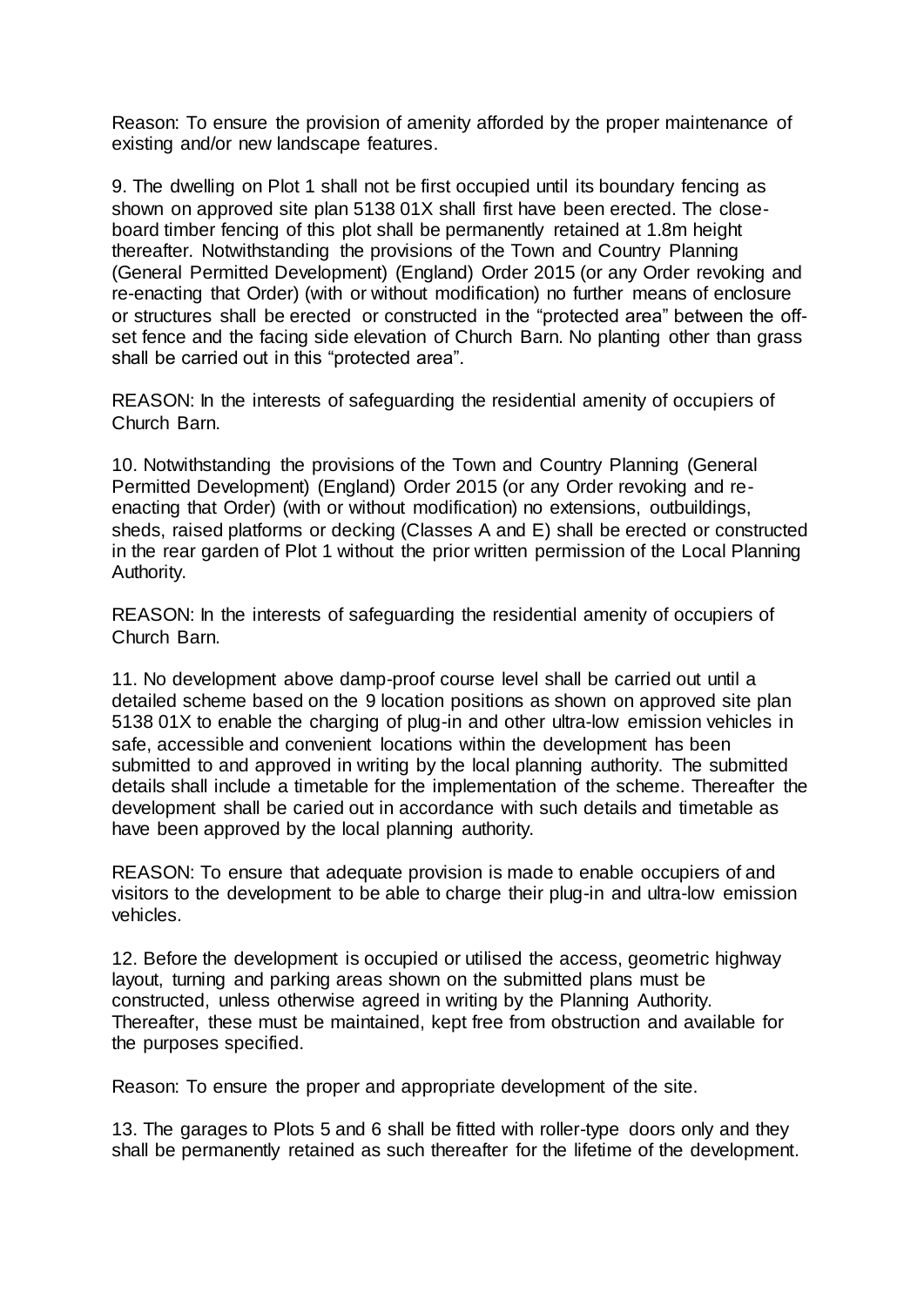Reason: To ensure the provision of amenity afforded by the proper maintenance of existing and/or new landscape features.

9. The dwelling on Plot 1 shall not be first occupied until its boundary fencing as shown on approved site plan 5138 01X shall first have been erected. The close-board timber fencing of this plot shall be permanently retained at 1.8m height thereafter. Notwithstanding the provisions of the Town and Country Planning (General Permitted Development) (England) Order 2015 (or any Order revoking and re-enacting that Order) (with or without modification) no further means of enclosure or structures shall be erected or constructed in the "protected area" between the off-set fence and the facing side elevation of Church Barn. No planting other than grass shall be carried out in this "protected area".

REASON: In the interests of safeguarding the residential amenity of occupiers of Church Barn.

10. Notwithstanding the provisions of the Town and Country Planning (General Permitted Development) (England) Order 2015 (or any Order revoking and re-enacting that Order) (with or without modification) no extensions, outbuildings, sheds, raised platforms or decking (Classes A and E) shall be erected or constructed in the rear garden of Plot 1 without the prior written permission of the Local Planning Authority.

REASON: In the interests of safeguarding the residential amenity of occupiers of Church Barn.

11. No development above damp-proof course level shall be carried out until a detailed scheme based on the 9 location positions as shown on approved site plan 5138 01X to enable the charging of plug-in and other ultra-low emission vehicles in safe, accessible and convenient locations within the development has been submitted to and approved in writing by the local planning authority. The submitted details shall include a timetable for the implementation of the scheme. Thereafter the development shall be caried out in accordance with such details and timetable as have been approved by the local planning authority.

REASON: To ensure that adequate provision is made to enable occupiers of and visitors to the development to be able to charge their plug-in and ultra-low emission vehicles.

12. Before the development is occupied or utilised the access, geometric highway layout, turning and parking areas shown on the submitted plans must be constructed, unless otherwise agreed in writing by the Planning Authority. Thereafter, these must be maintained, kept free from obstruction and available for the purposes specified.

Reason: To ensure the proper and appropriate development of the site.

13. The garages to Plots 5 and 6 shall be fitted with roller-type doors only and they shall be permanently retained as such thereafter for the lifetime of the development.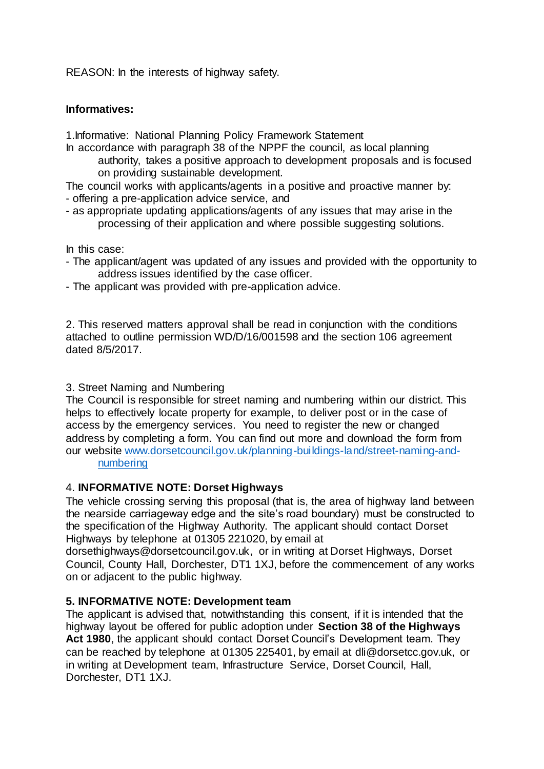REASON: In the interests of highway safety.

**Informatives:**

1.Informative: National Planning Policy Framework Statement

In accordance with paragraph 38 of the NPPF the council, as local planning authority, takes a positive approach to development proposals and is focused on providing sustainable development.

The council works with applicants/agents in a positive and proactive manner by:

- offering a pre-application advice service, and
- as appropriate updating applications/agents of any issues that may arise in the processing of their application and where possible suggesting solutions.

In this case:

- The applicant/agent was updated of any issues and provided with the opportunity to address issues identified by the case officer.
- The applicant was provided with pre-application advice.

2. This reserved matters approval shall be read in conjunction with the conditions attached to outline permission WD/D/16/001598 and the section 106 agreement dated 8/5/2017.

3. Street Naming and Numbering

The Council is responsible for street naming and numbering within our district. This helps to effectively locate property for example, to deliver post or in the case of access by the emergency services. You need to register the new or changed address by completing a form. You can find out more and download the form from our website [www.dorsetcouncil.gov.uk/planning-buildings-land/street-naming-and-numbering](www.dorsetcouncil.gov.uk/planning-buildings-land/street-naming-and-numbering)

4. **INFORMATIVE NOTE: Dorset Highways**

The vehicle crossing serving this proposal (that is, the area of highway land between the nearside carriageway edge and the site's road boundary) must be constructed to the specification of the Highway Authority. The applicant should contact Dorset Highways by telephone at 01305 221020, by email at dorsethighways@dorsetcouncil.gov.uk, or in writing at Dorset Highways, Dorset Council, County Hall, Dorchester, DT1 1XJ, before the commencement of any works on or adjacent to the public highway.

**5. INFORMATIVE NOTE: Development team**

The applicant is advised that, notwithstanding this consent, if it is intended that the highway layout be offered for public adoption under **Section 38 of the Highways Act 1980**, the applicant should contact Dorset Council's Development team. They can be reached by telephone at 01305 225401, by email at dli@dorsetcc.gov.uk, or in writing at Development team, Infrastructure Service, Dorset Council, Hall, Dorchester, DT1 1XJ.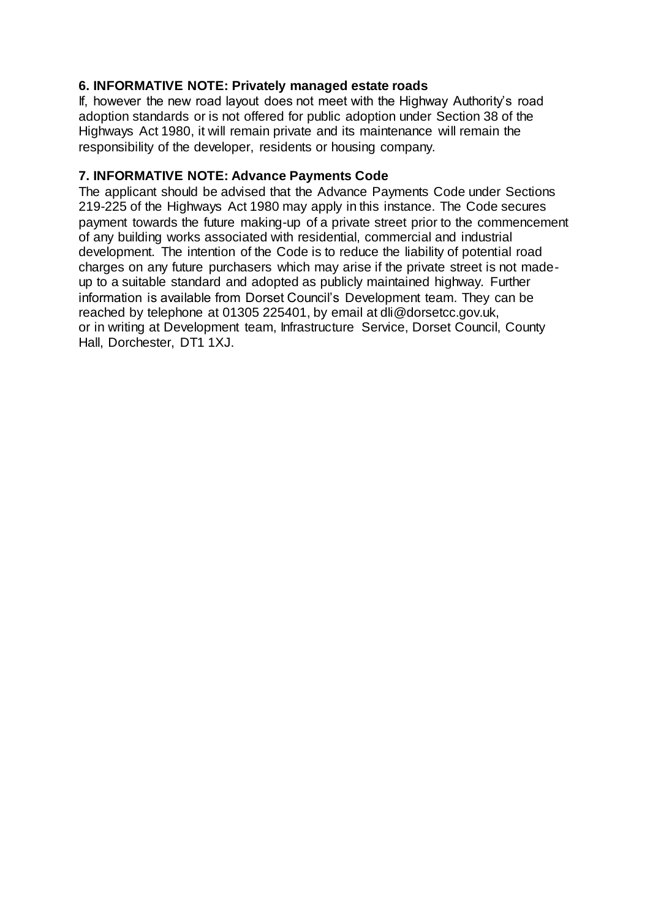**6. INFORMATIVE NOTE: Privately managed estate roads**

If, however the new road layout does not meet with the Highway Authority's road adoption standards or is not offered for public adoption under Section 38 of the Highways Act 1980, it will remain private and its maintenance will remain the responsibility of the developer, residents or housing company.

**7. INFORMATIVE NOTE: Advance Payments Code**

The applicant should be advised that the Advance Payments Code under Sections 219-225 of the Highways Act 1980 may apply in this instance. The Code secures payment towards the future making-up of a private street prior to the commencement of any building works associated with residential, commercial and industrial development. The intention of the Code is to reduce the liability of potential road charges on any future purchasers which may arise if the private street is not made-up to a suitable standard and adopted as publicly maintained highway. Further information is available from Dorset Council's Development team. They can be reached by telephone at 01305 225401, by email at dli@dorsetcc.gov.uk, or in writing at Development team, Infrastructure Service, Dorset Council, County Hall, Dorchester, DT1 1XJ.